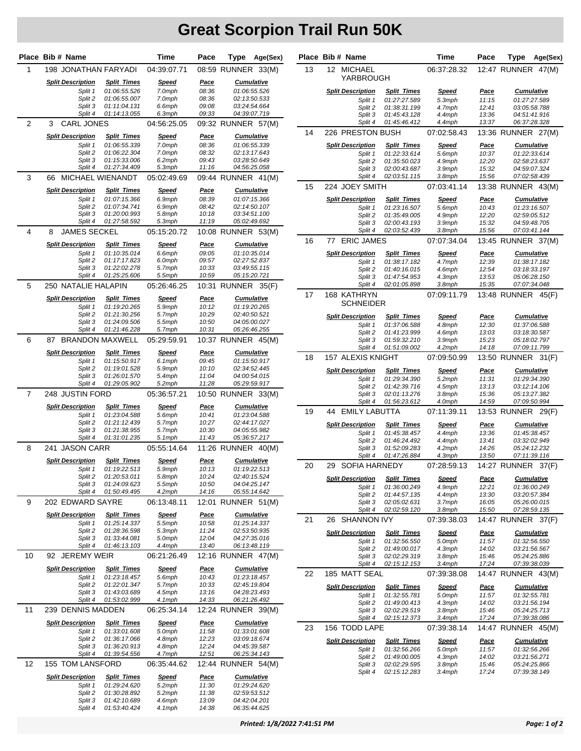# Great Scorpion Trail Run 50K

| Place | Bib # | Name | Time | Pace | Type | Age(Sex) |
|---|---|---|---|---|---|---|
| 1 | 198 | JONATHAN FARYADI | 04:39:07.71 | 08:59 | RUNNER | 33(M) |

| Split Description | Split Times | Speed | Pace | Cumulative |
|---|---|---|---|---|
| Split 1 | 01:06:55.526 | 7.0mph | 08:36 | 01:06:55.526 |
| Split 2 | 01:06:55.007 | 7.0mph | 08:36 | 02:13:50.533 |
| Split 3 | 01:11:04.131 | 6.6mph | 09:08 | 03:24:54.664 |
| Split 4 | 01:14:13.055 | 6.3mph | 09:33 | 04:39:07.719 |

| Place | Bib # | Name | Time | Pace | Type | Age(Sex) |
|---|---|---|---|---|---|---|
| 2 | 3 | CARL JONES | 04:56:25.05 | 09:32 | RUNNER | 57(M) |

| Split Description | Split Times | Speed | Pace | Cumulative |
|---|---|---|---|---|
| Split 1 | 01:06:55.339 | 7.0mph | 08:36 | 01:06:55.339 |
| Split 2 | 01:06:22.304 | 7.0mph | 08:32 | 02:13:17.643 |
| Split 3 | 01:15:33.006 | 6.2mph | 09:43 | 03:28:50.649 |
| Split 4 | 01:27:34.409 | 5.3mph | 11:16 | 04:56:25.058 |

| Place | Bib # | Name | Time | Pace | Type | Age(Sex) |
|---|---|---|---|---|---|---|
| 3 | 66 | MICHAEL WIENANDT | 05:02:49.69 | 09:44 | RUNNER | 41(M) |

| Split Description | Split Times | Speed | Pace | Cumulative |
|---|---|---|---|---|
| Split 1 | 01:07:15.366 | 6.9mph | 08:39 | 01:07:15.366 |
| Split 2 | 01:07:34.741 | 6.9mph | 08:42 | 02:14:50.107 |
| Split 3 | 01:20:00.993 | 5.8mph | 10:18 | 03:34:51.100 |
| Split 4 | 01:27:58.592 | 5.3mph | 11:19 | 05:02:49.692 |

| Place | Bib # | Name | Time | Pace | Type | Age(Sex) |
|---|---|---|---|---|---|---|
| 4 | 8 | JAMES SECKEL | 05:15:20.72 | 10:08 | RUNNER | 53(M) |

| Split Description | Split Times | Speed | Pace | Cumulative |
|---|---|---|---|---|
| Split 1 | 01:10:35.014 | 6.6mph | 09:05 | 01:10:35.014 |
| Split 2 | 01:17:17.823 | 6.0mph | 09:57 | 02:27:52.837 |
| Split 3 | 01:22:02.278 | 5.7mph | 10:33 | 03:49:55.115 |
| Split 4 | 01:25:25.606 | 5.5mph | 10:59 | 05:15:20.721 |

| Place | Bib # | Name | Time | Pace | Type | Age(Sex) |
|---|---|---|---|---|---|---|
| 5 | 250 | NATALIE HALAPIN | 05:26:46.25 | 10:31 | RUNNER | 35(F) |

| Split Description | Split Times | Speed | Pace | Cumulative |
|---|---|---|---|---|
| Split 1 | 01:19:20.265 | 5.9mph | 10:12 | 01:19:20.265 |
| Split 2 | 01:21:30.256 | 5.7mph | 10:29 | 02:40:50.521 |
| Split 3 | 01:24:09.506 | 5.5mph | 10:50 | 04:05:00.027 |
| Split 4 | 01:21:46.228 | 5.7mph | 10:31 | 05:26:46.255 |

| Place | Bib # | Name | Time | Pace | Type | Age(Sex) |
|---|---|---|---|---|---|---|
| 6 | 87 | BRANDON MAXWELL | 05:29:59.91 | 10:37 | RUNNER | 45(M) |

| Split Description | Split Times | Speed | Pace | Cumulative |
|---|---|---|---|---|
| Split 1 | 01:15:50.917 | 6.1mph | 09:45 | 01:15:50.917 |
| Split 2 | 01:19:01.528 | 5.9mph | 10:10 | 02:34:52.445 |
| Split 3 | 01:26:01.570 | 5.4mph | 11:04 | 04:00:54.015 |
| Split 4 | 01:29:05.902 | 5.2mph | 11:28 | 05:29:59.917 |

| Place | Bib # | Name | Time | Pace | Type | Age(Sex) |
|---|---|---|---|---|---|---|
| 7 | 248 | JUSTIN FORD | 05:36:57.21 | 10:50 | RUNNER | 33(M) |

| Split Description | Split Times | Speed | Pace | Cumulative |
|---|---|---|---|---|
| Split 1 | 01:23:04.588 | 5.6mph | 10:41 | 01:23:04.588 |
| Split 2 | 01:21:12.439 | 5.7mph | 10:27 | 02:44:17.027 |
| Split 3 | 01:21:38.955 | 5.7mph | 10:30 | 04:05:55.982 |
| Split 4 | 01:31:01.235 | 5.1mph | 11:43 | 05:36:57.217 |

| Place | Bib # | Name | Time | Pace | Type | Age(Sex) |
|---|---|---|---|---|---|---|
| 8 | 241 | JASON CARR | 05:55:14.64 | 11:26 | RUNNER | 40(M) |

| Split Description | Split Times | Speed | Pace | Cumulative |
|---|---|---|---|---|
| Split 1 | 01:19:22.513 | 5.9mph | 10:13 | 01:19:22.513 |
| Split 2 | 01:20:53.011 | 5.8mph | 10:24 | 02:40:15.524 |
| Split 3 | 01:24:09.623 | 5.5mph | 10:50 | 04:04:25.147 |
| Split 4 | 01:50:49.495 | 4.2mph | 14:16 | 05:55:14.642 |

| Place | Bib # | Name | Time | Pace | Type | Age(Sex) |
|---|---|---|---|---|---|---|
| 9 | 202 | EDWARD SAYRE | 06:13:48.11 | 12:01 | RUNNER | 51(M) |

| Split Description | Split Times | Speed | Pace | Cumulative |
|---|---|---|---|---|
| Split 1 | 01:25:14.337 | 5.5mph | 10:58 | 01:25:14.337 |
| Split 2 | 01:28:36.598 | 5.3mph | 11:24 | 02:53:50.935 |
| Split 3 | 01:33:44.081 | 5.0mph | 12:04 | 04:27:35.016 |
| Split 4 | 01:46:13.103 | 4.4mph | 13:40 | 06:13:48.119 |

| Place | Bib # | Name | Time | Pace | Type | Age(Sex) |
|---|---|---|---|---|---|---|
| 10 | 92 | JEREMY WEIR | 06:21:26.49 | 12:16 | RUNNER | 47(M) |

| Split Description | Split Times | Speed | Pace | Cumulative |
|---|---|---|---|---|
| Split 1 | 01:23:18.457 | 5.6mph | 10:43 | 01:23:18.457 |
| Split 2 | 01:22:01.347 | 5.7mph | 10:33 | 02:45:19.804 |
| Split 3 | 01:43:03.689 | 4.5mph | 13:16 | 04:28:23.493 |
| Split 4 | 01:53:02.999 | 4.1mph | 14:33 | 06:21:26.492 |

| Place | Bib # | Name | Time | Pace | Type | Age(Sex) |
|---|---|---|---|---|---|---|
| 11 | 239 | DENNIS MADDEN | 06:25:34.14 | 12:24 | RUNNER | 39(M) |

| Split Description | Split Times | Speed | Pace | Cumulative |
|---|---|---|---|---|
| Split 1 | 01:33:01.608 | 5.0mph | 11:58 | 01:33:01.608 |
| Split 2 | 01:36:17.066 | 4.8mph | 12:23 | 03:09:18.674 |
| Split 3 | 01:36:20.913 | 4.8mph | 12:24 | 04:45:39.587 |
| Split 4 | 01:39:54.556 | 4.7mph | 12:51 | 06:25:34.143 |

| Place | Bib # | Name | Time | Pace | Type | Age(Sex) |
|---|---|---|---|---|---|---|
| 12 | 155 | TOM LANSFORD | 06:35:44.62 | 12:44 | RUNNER | 54(M) |

| Split Description | Split Times | Speed | Pace | Cumulative |
|---|---|---|---|---|
| Split 1 | 01:29:24.620 | 5.2mph | 11:30 | 01:29:24.620 |
| Split 2 | 01:30:28.892 | 5.2mph | 11:38 | 02:59:53.512 |
| Split 3 | 01:42:10.689 | 4.6mph | 13:09 | 04:42:04.201 |
| Split 4 | 01:53:40.424 | 4.1mph | 14:38 | 06:35:44.625 |

| Place | Bib # | Name | Time | Pace | Type | Age(Sex) |
|---|---|---|---|---|---|---|
| 13 | 12 | MICHAEL YARBROUGH | 06:37:28.32 | 12:47 | RUNNER | 47(M) |

| Split Description | Split Times | Speed | Pace | Cumulative |
|---|---|---|---|---|
| Split 1 | 01:27:27.589 | 5.3mph | 11:15 | 01:27:27.589 |
| Split 2 | 01:38:31.199 | 4.7mph | 12:41 | 03:05:58.788 |
| Split 3 | 01:45:43.128 | 4.4mph | 13:36 | 04:51:41.916 |
| Split 4 | 01:45:46.412 | 4.4mph | 13:37 | 06:37:28.328 |

| Place | Bib # | Name | Time | Pace | Type | Age(Sex) |
|---|---|---|---|---|---|---|
| 14 | 226 | PRESTON BUSH | 07:02:58.43 | 13:36 | RUNNER | 27(M) |

| Split Description | Split Times | Speed | Pace | Cumulative |
|---|---|---|---|---|
| Split 1 | 01:22:33.614 | 5.6mph | 10:37 | 01:22:33.614 |
| Split 2 | 01:35:50.023 | 4.9mph | 12:20 | 02:58:23.637 |
| Split 3 | 02:00:43.687 | 3.9mph | 15:32 | 04:59:07.324 |
| Split 4 | 02:03:51.115 | 3.8mph | 15:56 | 07:02:58.439 |

| Place | Bib # | Name | Time | Pace | Type | Age(Sex) |
|---|---|---|---|---|---|---|
| 15 | 224 | JOEY SMITH | 07:03:41.14 | 13:38 | RUNNER | 43(M) |

| Split Description | Split Times | Speed | Pace | Cumulative |
|---|---|---|---|---|
| Split 1 | 01:23:16.507 | 5.6mph | 10:43 | 01:23:16.507 |
| Split 2 | 01:35:49.005 | 4.9mph | 12:20 | 02:59:05.512 |
| Split 3 | 02:00:43.193 | 3.9mph | 15:32 | 04:59:48.705 |
| Split 4 | 02:03:52.439 | 3.8mph | 15:56 | 07:03:41.144 |

| Place | Bib # | Name | Time | Pace | Type | Age(Sex) |
|---|---|---|---|---|---|---|
| 16 | 77 | ERIC JAMES | 07:07:34.04 | 13:45 | RUNNER | 37(M) |

| Split Description | Split Times | Speed | Pace | Cumulative |
|---|---|---|---|---|
| Split 1 | 01:38:17.182 | 4.7mph | 12:39 | 01:38:17.182 |
| Split 2 | 01:40:16.015 | 4.6mph | 12:54 | 03:18:33.197 |
| Split 3 | 01:47:54.953 | 4.3mph | 13:53 | 05:06:28.150 |
| Split 4 | 02:01:05.898 | 3.8mph | 15:35 | 07:07:34.048 |

| Place | Bib # | Name | Time | Pace | Type | Age(Sex) |
|---|---|---|---|---|---|---|
| 17 | 168 | KATHRYN SCHNEIDER | 07:09:11.79 | 13:48 | RUNNER | 45(F) |

| Split Description | Split Times | Speed | Pace | Cumulative |
|---|---|---|---|---|
| Split 1 | 01:37:06.588 | 4.8mph | 12:30 | 01:37:06.588 |
| Split 2 | 01:41:23.999 | 4.6mph | 13:03 | 03:18:30.587 |
| Split 3 | 01:59:32.210 | 3.9mph | 15:23 | 05:18:02.797 |
| Split 4 | 01:51:09.002 | 4.2mph | 14:18 | 07:09:11.799 |

| Place | Bib # | Name | Time | Pace | Type | Age(Sex) |
|---|---|---|---|---|---|---|
| 18 | 157 | ALEXIS KNIGHT | 07:09:50.99 | 13:50 | RUNNER | 31(F) |

| Split Description | Split Times | Speed | Pace | Cumulative |
|---|---|---|---|---|
| Split 1 | 01:29:34.390 | 5.2mph | 11:31 | 01:29:34.390 |
| Split 2 | 01:42:39.716 | 4.5mph | 13:13 | 03:12:14.106 |
| Split 3 | 02:01:13.276 | 3.8mph | 15:36 | 05:13:27.382 |
| Split 4 | 01:56:23.612 | 4.0mph | 14:59 | 07:09:50.994 |

| Place | Bib # | Name | Time | Pace | Type | Age(Sex) |
|---|---|---|---|---|---|---|
| 19 | 44 | EMILY LABUTTA | 07:11:39.11 | 13:53 | RUNNER | 29(F) |

| Split Description | Split Times | Speed | Pace | Cumulative |
|---|---|---|---|---|
| Split 1 | 01:45:38.457 | 4.4mph | 13:36 | 01:45:38.457 |
| Split 2 | 01:46:24.492 | 4.4mph | 13:41 | 03:32:02.949 |
| Split 3 | 01:52:09.283 | 4.2mph | 14:26 | 05:24:12.232 |
| Split 4 | 01:47:26.884 | 4.3mph | 13:50 | 07:11:39.116 |

| Place | Bib # | Name | Time | Pace | Type | Age(Sex) |
|---|---|---|---|---|---|---|
| 20 | 29 | SOFIA HARNEDY | 07:28:59.13 | 14:27 | RUNNER | 37(F) |

| Split Description | Split Times | Speed | Pace | Cumulative |
|---|---|---|---|---|
| Split 1 | 01:36:00.249 | 4.9mph | 12:21 | 01:36:00.249 |
| Split 2 | 01:44:57.135 | 4.4mph | 13:30 | 03:20:57.384 |
| Split 3 | 02:05:02.631 | 3.7mph | 16:05 | 05:26:00.015 |
| Split 4 | 02:02:59.120 | 3.8mph | 15:50 | 07:28:59.135 |

| Place | Bib # | Name | Time | Pace | Type | Age(Sex) |
|---|---|---|---|---|---|---|
| 21 | 26 | SHANNON IVY | 07:39:38.03 | 14:47 | RUNNER | 37(F) |

| Split Description | Split Times | Speed | Pace | Cumulative |
|---|---|---|---|---|
| Split 1 | 01:32:56.550 | 5.0mph | 11:57 | 01:32:56.550 |
| Split 2 | 01:49:00.017 | 4.3mph | 14:02 | 03:21:56.567 |
| Split 3 | 02:02:29.319 | 3.8mph | 15:46 | 05:24:25.886 |
| Split 4 | 02:15:12.153 | 3.4mph | 17:24 | 07:39:38.039 |

| Place | Bib # | Name | Time | Pace | Type | Age(Sex) |
|---|---|---|---|---|---|---|
| 22 | 185 | MATT SEAL | 07:39:38.08 | 14:47 | RUNNER | 43(M) |

| Split Description | Split Times | Speed | Pace | Cumulative |
|---|---|---|---|---|
| Split 1 | 01:32:55.781 | 5.0mph | 11:57 | 01:32:55.781 |
| Split 2 | 01:49:00.413 | 4.3mph | 14:02 | 03:21:56.194 |
| Split 3 | 02:02:29.519 | 3.8mph | 15:46 | 05:24:25.713 |
| Split 4 | 02:15:12.373 | 3.4mph | 17:24 | 07:39:38.086 |

| Place | Bib # | Name | Time | Pace | Type | Age(Sex) |
|---|---|---|---|---|---|---|
| 23 | 156 | TODD LAPE | 07:39:38.14 | 14:47 | RUNNER | 45(M) |

| Split Description | Split Times | Speed | Pace | Cumulative |
|---|---|---|---|---|
| Split 1 | 01:32:56.266 | 5.0mph | 11:57 | 01:32:56.266 |
| Split 2 | 01:49:00.005 | 4.3mph | 14:02 | 03:21:56.271 |
| Split 3 | 02:02:29.595 | 3.8mph | 15:46 | 05:24:25.866 |
| Split 4 | 02:15:12.283 | 3.4mph | 17:24 | 07:39:38.149 |

*Printed: 1/8/2022 7:41:51 PM*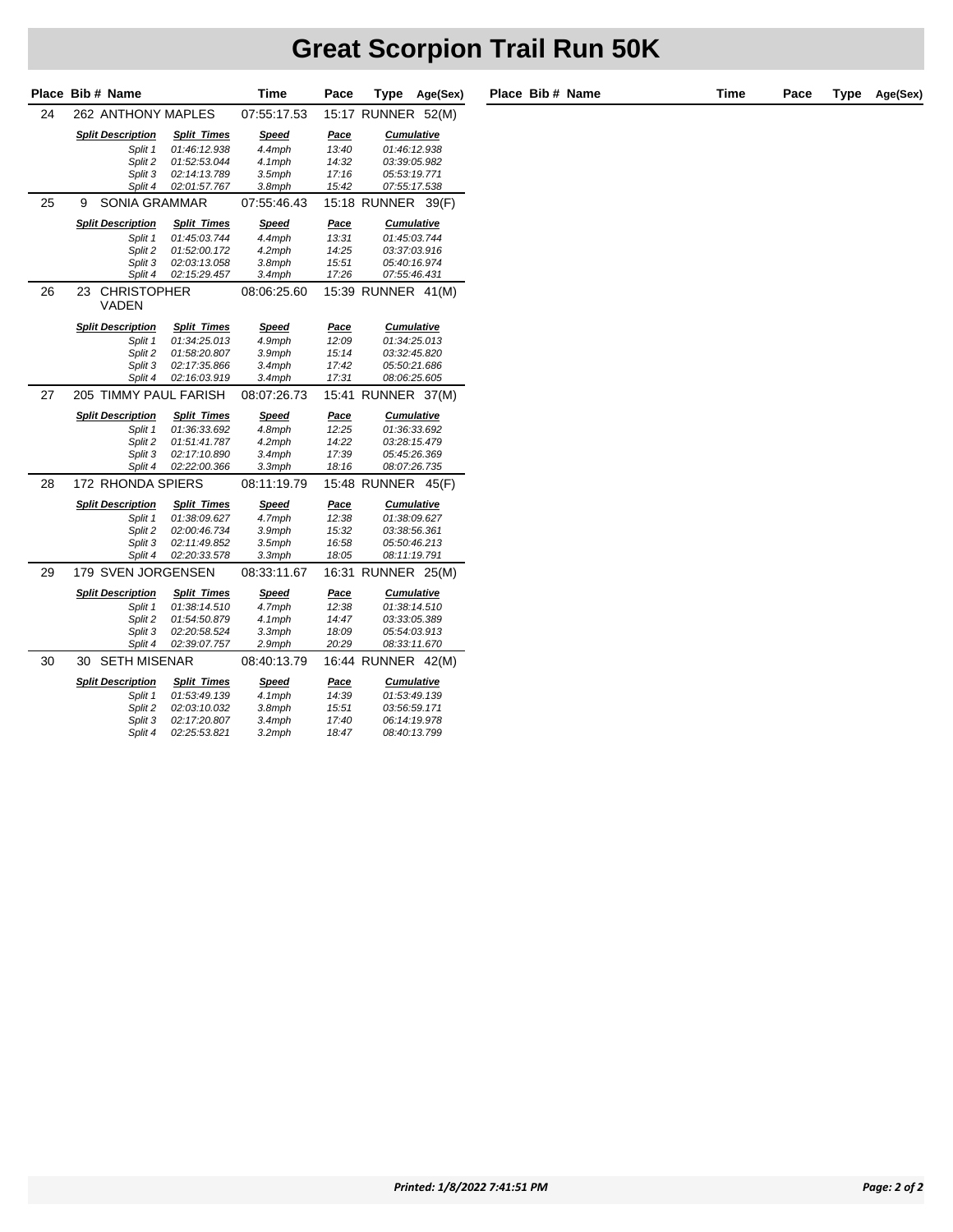# Great Scorpion Trail Run 50K

| Place | Bib # | Name | Time | Pace | Type | Age(Sex) |
|---|---|---|---|---|---|---|
| 24 | 262 | ANTHONY MAPLES | 07:55:17.53 | 15:17 | RUNNER | 52(M) |

| Split Description | Split Times | Speed | Pace | Cumulative |
|---|---|---|---|---|
| Split 1 | 01:46:12.938 | 4.4mph | 13:40 | 01:46:12.938 |
| Split 2 | 01:52:53.044 | 4.1mph | 14:32 | 03:39:05.982 |
| Split 3 | 02:14:13.789 | 3.5mph | 17:16 | 05:53:19.771 |
| Split 4 | 02:01:57.767 | 3.8mph | 15:42 | 07:55:17.538 |

| Place | Bib # | Name | Time | Pace | Type | Age(Sex) |
|---|---|---|---|---|---|---|
| 25 | 9 | SONIA GRAMMAR | 07:55:46.43 | 15:18 | RUNNER | 39(F) |

| Split Description | Split Times | Speed | Pace | Cumulative |
|---|---|---|---|---|
| Split 1 | 01:45:03.744 | 4.4mph | 13:31 | 01:45:03.744 |
| Split 2 | 01:52:00.172 | 4.2mph | 14:25 | 03:37:03.916 |
| Split 3 | 02:03:13.058 | 3.8mph | 15:51 | 05:40:16.974 |
| Split 4 | 02:15:29.457 | 3.4mph | 17:26 | 07:55:46.431 |

| Place | Bib # | Name | Time | Pace | Type | Age(Sex) |
|---|---|---|---|---|---|---|
| 26 | 23 | CHRISTOPHER VADEN | 08:06:25.60 | 15:39 | RUNNER | 41(M) |

| Split Description | Split Times | Speed | Pace | Cumulative |
|---|---|---|---|---|
| Split 1 | 01:34:25.013 | 4.9mph | 12:09 | 01:34:25.013 |
| Split 2 | 01:58:20.807 | 3.9mph | 15:14 | 03:32:45.820 |
| Split 3 | 02:17:35.866 | 3.4mph | 17:42 | 05:50:21.686 |
| Split 4 | 02:16:03.919 | 3.4mph | 17:31 | 08:06:25.605 |

| Place | Bib # | Name | Time | Pace | Type | Age(Sex) |
|---|---|---|---|---|---|---|
| 27 | 205 | TIMMY PAUL FARISH | 08:07:26.73 | 15:41 | RUNNER | 37(M) |

| Split Description | Split Times | Speed | Pace | Cumulative |
|---|---|---|---|---|
| Split 1 | 01:36:33.692 | 4.8mph | 12:25 | 01:36:33.692 |
| Split 2 | 01:51:41.787 | 4.2mph | 14:22 | 03:28:15.479 |
| Split 3 | 02:17:10.890 | 3.4mph | 17:39 | 05:45:26.369 |
| Split 4 | 02:22:00.366 | 3.3mph | 18:16 | 08:07:26.735 |

| Place | Bib # | Name | Time | Pace | Type | Age(Sex) |
|---|---|---|---|---|---|---|
| 28 | 172 | RHONDA SPIERS | 08:11:19.79 | 15:48 | RUNNER | 45(F) |

| Split Description | Split Times | Speed | Pace | Cumulative |
|---|---|---|---|---|
| Split 1 | 01:38:09.627 | 4.7mph | 12:38 | 01:38:09.627 |
| Split 2 | 02:00:46.734 | 3.9mph | 15:32 | 03:38:56.361 |
| Split 3 | 02:11:49.852 | 3.5mph | 16:58 | 05:50:46.213 |
| Split 4 | 02:20:33.578 | 3.3mph | 18:05 | 08:11:19.791 |

| Place | Bib # | Name | Time | Pace | Type | Age(Sex) |
|---|---|---|---|---|---|---|
| 29 | 179 | SVEN JORGENSEN | 08:33:11.67 | 16:31 | RUNNER | 25(M) |

| Split Description | Split Times | Speed | Pace | Cumulative |
|---|---|---|---|---|
| Split 1 | 01:38:14.510 | 4.7mph | 12:38 | 01:38:14.510 |
| Split 2 | 01:54:50.879 | 4.1mph | 14:47 | 03:33:05.389 |
| Split 3 | 02:20:58.524 | 3.3mph | 18:09 | 05:54:03.913 |
| Split 4 | 02:39:07.757 | 2.9mph | 20:29 | 08:33:11.670 |

| Place | Bib # | Name | Time | Pace | Type | Age(Sex) |
|---|---|---|---|---|---|---|
| 30 | 30 | SETH MISENAR | 08:40:13.79 | 16:44 | RUNNER | 42(M) |

| Split Description | Split Times | Speed | Pace | Cumulative |
|---|---|---|---|---|
| Split 1 | 01:53:49.139 | 4.1mph | 14:39 | 01:53:49.139 |
| Split 2 | 02:03:10.032 | 3.8mph | 15:51 | 03:56:59.171 |
| Split 3 | 02:17:20.807 | 3.4mph | 17:40 | 06:14:19.978 |
| Split 4 | 02:25:53.821 | 3.2mph | 18:47 | 08:40:13.799 |

*Printed: 1/8/2022 7:41:51 PM*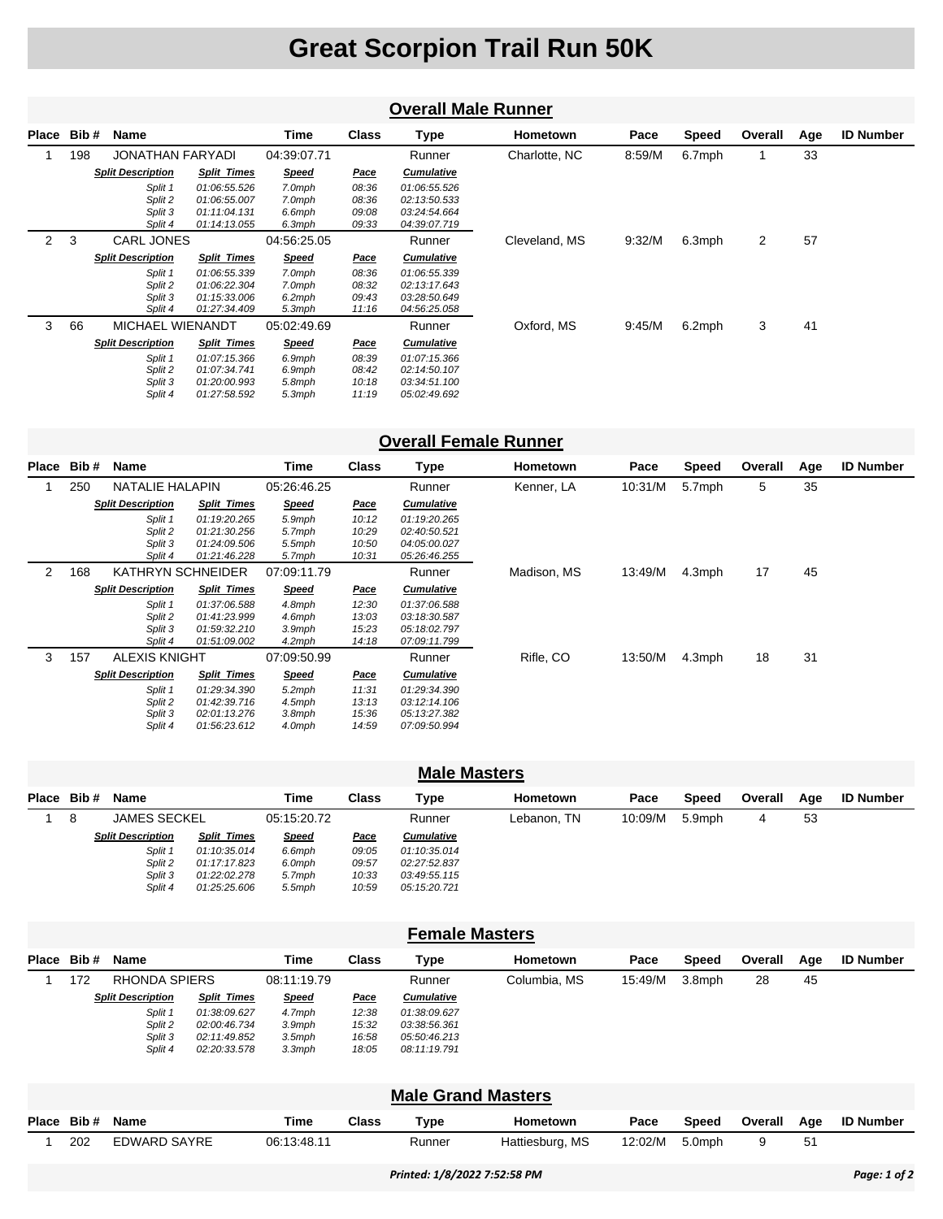# Great Scorpion Trail Run 50K

## Overall Male Runner

| Place | Bib # | Name | Time | Class | Type | Hometown | Pace | Speed | Overall | Age | ID Number |
|---|---|---|---|---|---|---|---|---|---|---|---|
| 1 | 198 | JONATHAN FARYADI | 04:39:07.71 | | Runner | Charlotte, NC | 8:59/M | 6.7mph | 1 | 33 | |

| Split Description | Split Times | Speed | Pace | Cumulative |
|---|---|---|---|---|
| Split 1 | 01:06:55.526 | 7.0mph | 08:36 | 01:06:55.526 |
| Split 2 | 01:06:55.007 | 7.0mph | 08:36 | 02:13:50.533 |
| Split 3 | 01:11:04.131 | 6.6mph | 09:08 | 03:24:54.664 |
| Split 4 | 01:14:13.055 | 6.3mph | 09:33 | 04:39:07.719 |

| Place | Bib # | Name | Time | Class | Type | Hometown | Pace | Speed | Overall | Age | ID Number |
|---|---|---|---|---|---|---|---|---|---|---|---|
| 2 | 3 | CARL JONES | 04:56:25.05 | | Runner | Cleveland, MS | 9:32/M | 6.3mph | 2 | 57 | |

| Split Description | Split Times | Speed | Pace | Cumulative |
|---|---|---|---|---|
| Split 1 | 01:06:55.339 | 7.0mph | 08:36 | 01:06:55.339 |
| Split 2 | 01:06:22.304 | 7.0mph | 08:32 | 02:13:17.643 |
| Split 3 | 01:15:33.006 | 6.2mph | 09:43 | 03:28:50.649 |
| Split 4 | 01:27:34.409 | 5.3mph | 11:16 | 04:56:25.058 |

| Place | Bib # | Name | Time | Class | Type | Hometown | Pace | Speed | Overall | Age | ID Number |
|---|---|---|---|---|---|---|---|---|---|---|---|
| 3 | 66 | MICHAEL WIENANDT | 05:02:49.69 | | Runner | Oxford, MS | 9:45/M | 6.2mph | 3 | 41 | |

| Split Description | Split Times | Speed | Pace | Cumulative |
|---|---|---|---|---|
| Split 1 | 01:07:15.366 | 6.9mph | 08:39 | 01:07:15.366 |
| Split 2 | 01:07:34.741 | 6.9mph | 08:42 | 02:14:50.107 |
| Split 3 | 01:20:00.993 | 5.8mph | 10:18 | 03:34:51.100 |
| Split 4 | 01:27:58.592 | 5.3mph | 11:19 | 05:02:49.692 |

## Overall Female Runner

| Place | Bib # | Name | Time | Class | Type | Hometown | Pace | Speed | Overall | Age | ID Number |
|---|---|---|---|---|---|---|---|---|---|---|---|
| 1 | 250 | NATALIE HALAPIN | 05:26:46.25 | | Runner | Kenner, LA | 10:31/M | 5.7mph | 5 | 35 | |

| Split Description | Split Times | Speed | Pace | Cumulative |
|---|---|---|---|---|
| Split 1 | 01:19:20.265 | 5.9mph | 10:12 | 01:19:20.265 |
| Split 2 | 01:21:30.256 | 5.7mph | 10:29 | 02:40:50.521 |
| Split 3 | 01:24:09.506 | 5.5mph | 10:50 | 04:05:00.027 |
| Split 4 | 01:21:46.228 | 5.7mph | 10:31 | 05:26:46.255 |

| Place | Bib # | Name | Time | Class | Type | Hometown | Pace | Speed | Overall | Age | ID Number |
|---|---|---|---|---|---|---|---|---|---|---|---|
| 2 | 168 | KATHRYN SCHNEIDER | 07:09:11.79 | | Runner | Madison, MS | 13:49/M | 4.3mph | 17 | 45 | |

| Split Description | Split Times | Speed | Pace | Cumulative |
|---|---|---|---|---|
| Split 1 | 01:37:06.588 | 4.8mph | 12:30 | 01:37:06.588 |
| Split 2 | 01:41:23.999 | 4.6mph | 13:03 | 03:18:30.587 |
| Split 3 | 01:59:32.210 | 3.9mph | 15:23 | 05:18:02.797 |
| Split 4 | 01:51:09.002 | 4.2mph | 14:18 | 07:09:11.799 |

| Place | Bib # | Name | Time | Class | Type | Hometown | Pace | Speed | Overall | Age | ID Number |
|---|---|---|---|---|---|---|---|---|---|---|---|
| 3 | 157 | ALEXIS KNIGHT | 07:09:50.99 | | Runner | Rifle, CO | 13:50/M | 4.3mph | 18 | 31 | |

| Split Description | Split Times | Speed | Pace | Cumulative |
|---|---|---|---|---|
| Split 1 | 01:29:34.390 | 5.2mph | 11:31 | 01:29:34.390 |
| Split 2 | 01:42:39.716 | 4.5mph | 13:13 | 03:12:14.106 |
| Split 3 | 02:01:13.276 | 3.8mph | 15:36 | 05:13:27.382 |
| Split 4 | 01:56:23.612 | 4.0mph | 14:59 | 07:09:50.994 |

## Male Masters

| Place | Bib # | Name | Time | Class | Type | Hometown | Pace | Speed | Overall | Age | ID Number |
|---|---|---|---|---|---|---|---|---|---|---|---|
| 1 | 8 | JAMES SECKEL | 05:15:20.72 | | Runner | Lebanon, TN | 10:09/M | 5.9mph | 4 | 53 | |

| Split Description | Split Times | Speed | Pace | Cumulative |
|---|---|---|---|---|
| Split 1 | 01:10:35.014 | 6.6mph | 09:05 | 01:10:35.014 |
| Split 2 | 01:17:17.823 | 6.0mph | 09:57 | 02:27:52.837 |
| Split 3 | 01:22:02.278 | 5.7mph | 10:33 | 03:49:55.115 |
| Split 4 | 01:25:25.606 | 5.5mph | 10:59 | 05:15:20.721 |

## Female Masters

| Place | Bib # | Name | Time | Class | Type | Hometown | Pace | Speed | Overall | Age | ID Number |
|---|---|---|---|---|---|---|---|---|---|---|---|
| 1 | 172 | RHONDA SPIERS | 08:11:19.79 | | Runner | Columbia, MS | 15:49/M | 3.8mph | 28 | 45 | |

| Split Description | Split Times | Speed | Pace | Cumulative |
|---|---|---|---|---|
| Split 1 | 01:38:09.627 | 4.7mph | 12:38 | 01:38:09.627 |
| Split 2 | 02:00:46.734 | 3.9mph | 15:32 | 03:38:56.361 |
| Split 3 | 02:11:49.852 | 3.5mph | 16:58 | 05:50:46.213 |
| Split 4 | 02:20:33.578 | 3.3mph | 18:05 | 08:11:19.791 |

## Male Grand Masters

| Place | Bib # | Name | Time | Class | Type | Hometown | Pace | Speed | Overall | Age | ID Number |
|---|---|---|---|---|---|---|---|---|---|---|---|
| 1 | 202 | EDWARD SAYRE | 06:13:48.11 | | Runner | Hattiesburg, MS | 12:02/M | 5.0mph | 9 | 51 | |

*Printed: 1/8/2022 7:52:58 PM*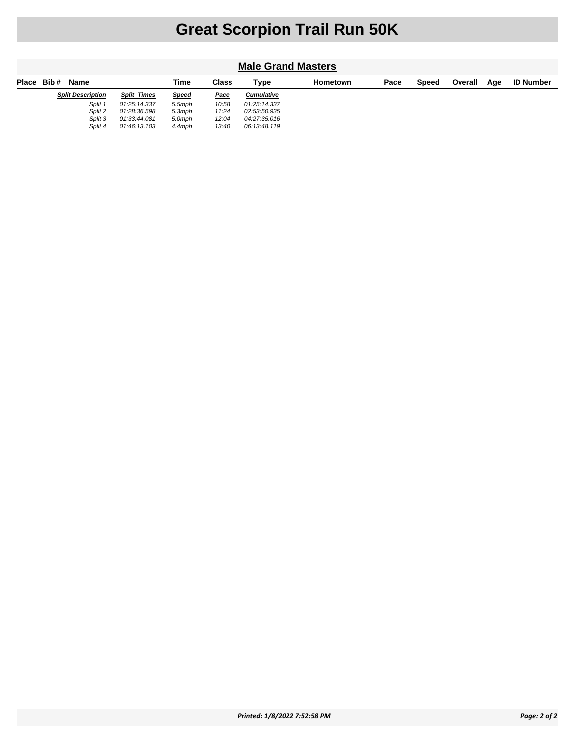# Great Scorpion Trail Run 50K

## Male Grand Masters

| Place | Bib # | Name | Time | Class | Type | Hometown | Pace | Speed | Overall | Age | ID Number |
|---|---|---|---|---|---|---|---|---|---|---|---|

| *Split Description* | *Split Times* | *Speed* | *Pace* | *Cumulative* |
|---|---|---|---|---|
| *Split 1* | *01:25:14.337* | *5.5mph* | *10:58* | *01:25:14.337* |
| *Split 2* | *01:28:36.598* | *5.3mph* | *11:24* | *02:53:50.935* |
| *Split 3* | *01:33:44.081* | *5.0mph* | *12:04* | *04:27:35.016* |
| *Split 4* | *01:46:13.103* | *4.4mph* | *13:40* | *06:13:48.119* |

***Printed: 1/8/2022 7:52:58 PM***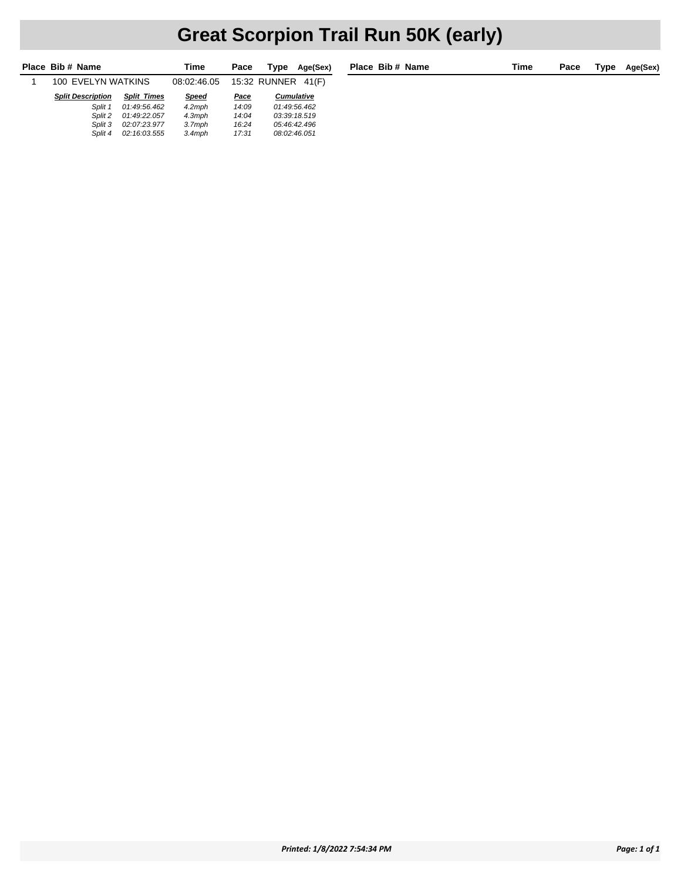# Great Scorpion Trail Run 50K (early)

| Place | Bib # | Name | Time | Pace | Type | Age(Sex) |
|---|---|---|---|---|---|---|
| 1 | 100 | EVELYN WATKINS | 08:02:46.05 | 15:32 | RUNNER | 41(F) |

| *Split Description* | *Split Times* | *Speed* | *Pace* | *Cumulative* |
|---|---|---|---|---|
| *Split 1* | *01:49:56.462* | *4.2mph* | *14:09* | *01:49:56.462* |
| *Split 2* | *01:49:22.057* | *4.3mph* | *14:04* | *03:39:18.519* |
| *Split 3* | *02:07:23.977* | *3.7mph* | *16:24* | *05:46:42.496* |
| *Split 4* | *02:16:03.555* | *3.4mph* | *17:31* | *08:02:46.051* |

***Printed: 1/8/2022 7:54:34 PM***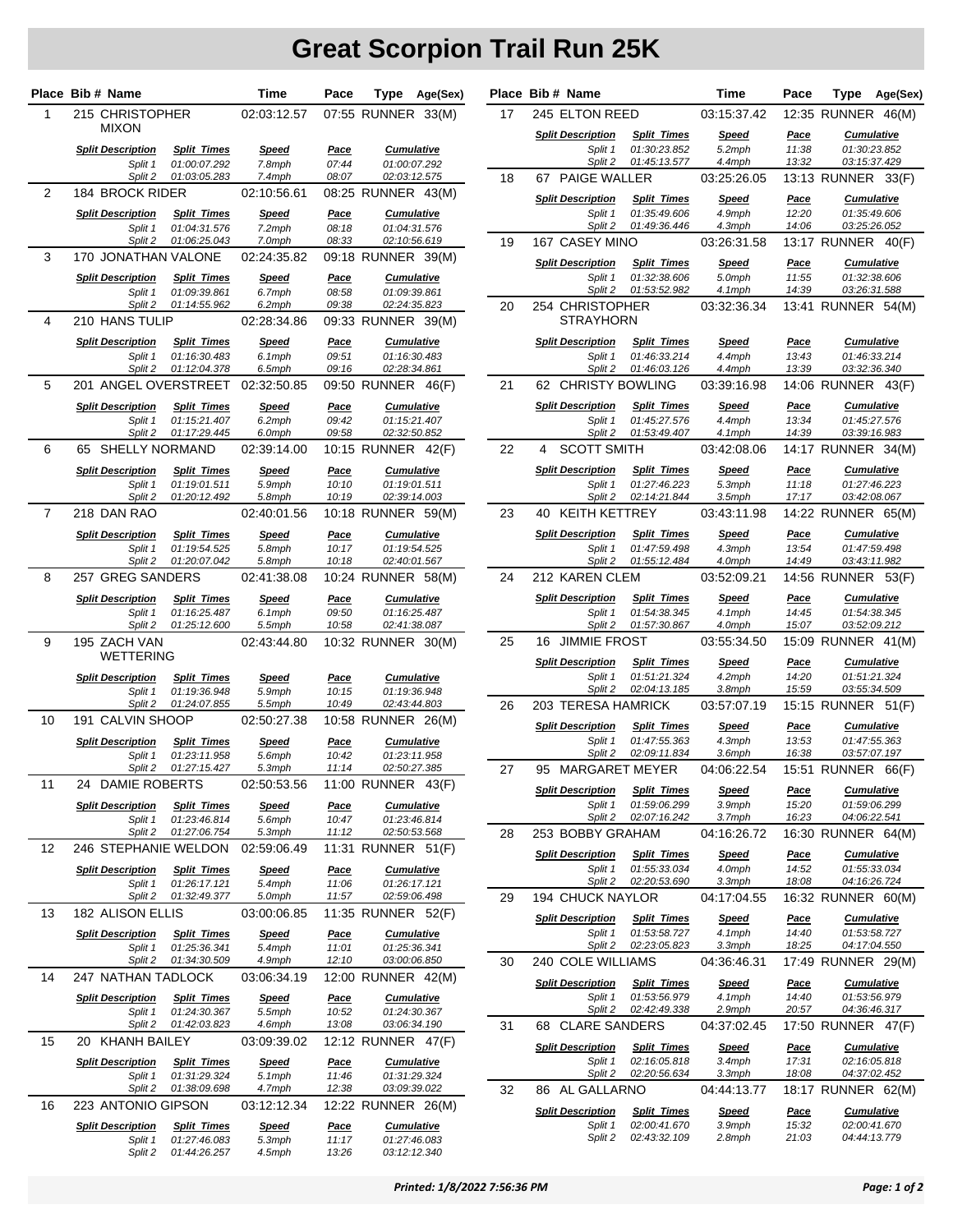# Great Scorpion Trail Run 25K

| Place | Bib # | Name | Time | Pace | Type | Age(Sex) |
|---|---|---|---|---|---|---|
| 1 | 215 | CHRISTOPHER MIXON | 02:03:12.57 | 07:55 | RUNNER | 33(M) |

| Split Description | Split Times | Speed | Pace | Cumulative |
|---|---|---|---|---|
| Split 1 | 01:00:07.292 | 7.8mph | 07:44 | 01:00:07.292 |
| Split 2 | 01:03:05.283 | 7.4mph | 08:07 | 02:03:12.575 |

| Place | Bib # | Name | Time | Pace | Type | Age(Sex) |
|---|---|---|---|---|---|---|
| 2 | 184 | BROCK RIDER | 02:10:56.61 | 08:25 | RUNNER | 43(M) |

| Split Description | Split Times | Speed | Pace | Cumulative |
|---|---|---|---|---|
| Split 1 | 01:04:31.576 | 7.2mph | 08:18 | 01:04:31.576 |
| Split 2 | 01:06:25.043 | 7.0mph | 08:33 | 02:10:56.619 |

| Place | Bib # | Name | Time | Pace | Type | Age(Sex) |
|---|---|---|---|---|---|---|
| 3 | 170 | JONATHAN VALONE | 02:24:35.82 | 09:18 | RUNNER | 39(M) |

| Split Description | Split Times | Speed | Pace | Cumulative |
|---|---|---|---|---|
| Split 1 | 01:09:39.861 | 6.7mph | 08:58 | 01:09:39.861 |
| Split 2 | 01:14:55.962 | 6.2mph | 09:38 | 02:24:35.823 |

| Place | Bib # | Name | Time | Pace | Type | Age(Sex) |
|---|---|---|---|---|---|---|
| 4 | 210 | HANS TULIP | 02:28:34.86 | 09:33 | RUNNER | 39(M) |

| Split Description | Split Times | Speed | Pace | Cumulative |
|---|---|---|---|---|
| Split 1 | 01:16:30.483 | 6.1mph | 09:51 | 01:16:30.483 |
| Split 2 | 01:12:04.378 | 6.5mph | 09:16 | 02:28:34.861 |

| Place | Bib # | Name | Time | Pace | Type | Age(Sex) |
|---|---|---|---|---|---|---|
| 5 | 201 | ANGEL OVERSTREET | 02:32:50.85 | 09:50 | RUNNER | 46(F) |

| Split Description | Split Times | Speed | Pace | Cumulative |
|---|---|---|---|---|
| Split 1 | 01:15:21.407 | 6.2mph | 09:42 | 01:15:21.407 |
| Split 2 | 01:17:29.445 | 6.0mph | 09:58 | 02:32:50.852 |

| Place | Bib # | Name | Time | Pace | Type | Age(Sex) |
|---|---|---|---|---|---|---|
| 6 | 65 | SHELLY NORMAND | 02:39:14.00 | 10:15 | RUNNER | 42(F) |

| Split Description | Split Times | Speed | Pace | Cumulative |
|---|---|---|---|---|
| Split 1 | 01:19:01.511 | 5.9mph | 10:10 | 01:19:01.511 |
| Split 2 | 01:20:12.492 | 5.8mph | 10:19 | 02:39:14.003 |

| Place | Bib # | Name | Time | Pace | Type | Age(Sex) |
|---|---|---|---|---|---|---|
| 7 | 218 | DAN RAO | 02:40:01.56 | 10:18 | RUNNER | 59(M) |

| Split Description | Split Times | Speed | Pace | Cumulative |
|---|---|---|---|---|
| Split 1 | 01:19:54.525 | 5.8mph | 10:17 | 01:19:54.525 |
| Split 2 | 01:20:07.042 | 5.8mph | 10:18 | 02:40:01.567 |

| Place | Bib # | Name | Time | Pace | Type | Age(Sex) |
|---|---|---|---|---|---|---|
| 8 | 257 | GREG SANDERS | 02:41:38.08 | 10:24 | RUNNER | 58(M) |

| Split Description | Split Times | Speed | Pace | Cumulative |
|---|---|---|---|---|
| Split 1 | 01:16:25.487 | 6.1mph | 09:50 | 01:16:25.487 |
| Split 2 | 01:25:12.600 | 5.5mph | 10:58 | 02:41:38.087 |

| Place | Bib # | Name | Time | Pace | Type | Age(Sex) |
|---|---|---|---|---|---|---|
| 9 | 195 | ZACH VAN WETTERING | 02:43:44.80 | 10:32 | RUNNER | 30(M) |

| Split Description | Split Times | Speed | Pace | Cumulative |
|---|---|---|---|---|
| Split 1 | 01:19:36.948 | 5.9mph | 10:15 | 01:19:36.948 |
| Split 2 | 01:24:07.855 | 5.5mph | 10:49 | 02:43:44.803 |

| Place | Bib # | Name | Time | Pace | Type | Age(Sex) |
|---|---|---|---|---|---|---|
| 10 | 191 | CALVIN SHOOP | 02:50:27.38 | 10:58 | RUNNER | 26(M) |

| Split Description | Split Times | Speed | Pace | Cumulative |
|---|---|---|---|---|
| Split 1 | 01:23:11.958 | 5.6mph | 10:42 | 01:23:11.958 |
| Split 2 | 01:27:15.427 | 5.3mph | 11:14 | 02:50:27.385 |

| Place | Bib # | Name | Time | Pace | Type | Age(Sex) |
|---|---|---|---|---|---|---|
| 11 | 24 | DAMIE ROBERTS | 02:50:53.56 | 11:00 | RUNNER | 43(F) |

| Split Description | Split Times | Speed | Pace | Cumulative |
|---|---|---|---|---|
| Split 1 | 01:23:46.814 | 5.6mph | 10:47 | 01:23:46.814 |
| Split 2 | 01:27:06.754 | 5.3mph | 11:12 | 02:50:53.568 |

| Place | Bib # | Name | Time | Pace | Type | Age(Sex) |
|---|---|---|---|---|---|---|
| 12 | 246 | STEPHANIE WELDON | 02:59:06.49 | 11:31 | RUNNER | 51(F) |

| Split Description | Split Times | Speed | Pace | Cumulative |
|---|---|---|---|---|
| Split 1 | 01:26:17.121 | 5.4mph | 11:06 | 01:26:17.121 |
| Split 2 | 01:32:49.377 | 5.0mph | 11:57 | 02:59:06.498 |

| Place | Bib # | Name | Time | Pace | Type | Age(Sex) |
|---|---|---|---|---|---|---|
| 13 | 182 | ALISON ELLIS | 03:00:06.85 | 11:35 | RUNNER | 52(F) |

| Split Description | Split Times | Speed | Pace | Cumulative |
|---|---|---|---|---|
| Split 1 | 01:25:36.341 | 5.4mph | 11:01 | 01:25:36.341 |
| Split 2 | 01:34:30.509 | 4.9mph | 12:10 | 03:00:06.850 |

| Place | Bib # | Name | Time | Pace | Type | Age(Sex) |
|---|---|---|---|---|---|---|
| 14 | 247 | NATHAN TADLOCK | 03:06:34.19 | 12:00 | RUNNER | 42(M) |

| Split Description | Split Times | Speed | Pace | Cumulative |
|---|---|---|---|---|
| Split 1 | 01:24:30.367 | 5.5mph | 10:52 | 01:24:30.367 |
| Split 2 | 01:42:03.823 | 4.6mph | 13:08 | 03:06:34.190 |

| Place | Bib # | Name | Time | Pace | Type | Age(Sex) |
|---|---|---|---|---|---|---|
| 15 | 20 | KHANH BAILEY | 03:09:39.02 | 12:12 | RUNNER | 47(F) |

| Split Description | Split Times | Speed | Pace | Cumulative |
|---|---|---|---|---|
| Split 1 | 01:31:29.324 | 5.1mph | 11:46 | 01:31:29.324 |
| Split 2 | 01:38:09.698 | 4.7mph | 12:38 | 03:09:39.022 |

| Place | Bib # | Name | Time | Pace | Type | Age(Sex) |
|---|---|---|---|---|---|---|
| 16 | 223 | ANTONIO GIPSON | 03:12:12.34 | 12:22 | RUNNER | 26(M) |

| Split Description | Split Times | Speed | Pace | Cumulative |
|---|---|---|---|---|
| Split 1 | 01:27:46.083 | 5.3mph | 11:17 | 01:27:46.083 |
| Split 2 | 01:44:26.257 | 4.5mph | 13:26 | 03:12:12.340 |

| Place | Bib # | Name | Time | Pace | Type | Age(Sex) |
|---|---|---|---|---|---|---|
| 17 | 245 | ELTON REED | 03:15:37.42 | 12:35 | RUNNER | 46(M) |

| Split Description | Split Times | Speed | Pace | Cumulative |
|---|---|---|---|---|
| Split 1 | 01:30:23.852 | 5.2mph | 11:38 | 01:30:23.852 |
| Split 2 | 01:45:13.577 | 4.4mph | 13:32 | 03:15:37.429 |

| Place | Bib # | Name | Time | Pace | Type | Age(Sex) |
|---|---|---|---|---|---|---|
| 18 | 67 | PAIGE WALLER | 03:25:26.05 | 13:13 | RUNNER | 33(F) |

| Split Description | Split Times | Speed | Pace | Cumulative |
|---|---|---|---|---|
| Split 1 | 01:35:49.606 | 4.9mph | 12:20 | 01:35:49.606 |
| Split 2 | 01:49:36.446 | 4.3mph | 14:06 | 03:25:26.052 |

| Place | Bib # | Name | Time | Pace | Type | Age(Sex) |
|---|---|---|---|---|---|---|
| 19 | 167 | CASEY MINO | 03:26:31.58 | 13:17 | RUNNER | 40(F) |

| Split Description | Split Times | Speed | Pace | Cumulative |
|---|---|---|---|---|
| Split 1 | 01:32:38.606 | 5.0mph | 11:55 | 01:32:38.606 |
| Split 2 | 01:53:52.982 | 4.1mph | 14:39 | 03:26:31.588 |

| Place | Bib # | Name | Time | Pace | Type | Age(Sex) |
|---|---|---|---|---|---|---|
| 20 | 254 | CHRISTOPHER STRAYHORN | 03:32:36.34 | 13:41 | RUNNER | 54(M) |

| Split Description | Split Times | Speed | Pace | Cumulative |
|---|---|---|---|---|
| Split 1 | 01:46:33.214 | 4.4mph | 13:43 | 01:46:33.214 |
| Split 2 | 01:46:03.126 | 4.4mph | 13:39 | 03:32:36.340 |

| Place | Bib # | Name | Time | Pace | Type | Age(Sex) |
|---|---|---|---|---|---|---|
| 21 | 62 | CHRISTY BOWLING | 03:39:16.98 | 14:06 | RUNNER | 43(F) |

| Split Description | Split Times | Speed | Pace | Cumulative |
|---|---|---|---|---|
| Split 1 | 01:45:27.576 | 4.4mph | 13:34 | 01:45:27.576 |
| Split 2 | 01:53:49.407 | 4.1mph | 14:39 | 03:39:16.983 |

| Place | Bib # | Name | Time | Pace | Type | Age(Sex) |
|---|---|---|---|---|---|---|
| 22 | 4 | SCOTT SMITH | 03:42:08.06 | 14:17 | RUNNER | 34(M) |

| Split Description | Split Times | Speed | Pace | Cumulative |
|---|---|---|---|---|
| Split 1 | 01:27:46.223 | 5.3mph | 11:18 | 01:27:46.223 |
| Split 2 | 02:14:21.844 | 3.5mph | 17:17 | 03:42:08.067 |

| Place | Bib # | Name | Time | Pace | Type | Age(Sex) |
|---|---|---|---|---|---|---|
| 23 | 40 | KEITH KETTREY | 03:43:11.98 | 14:22 | RUNNER | 65(M) |

| Split Description | Split Times | Speed | Pace | Cumulative |
|---|---|---|---|---|
| Split 1 | 01:47:59.498 | 4.3mph | 13:54 | 01:47:59.498 |
| Split 2 | 01:55:12.484 | 4.0mph | 14:49 | 03:43:11.982 |

| Place | Bib # | Name | Time | Pace | Type | Age(Sex) |
|---|---|---|---|---|---|---|
| 24 | 212 | KAREN CLEM | 03:52:09.21 | 14:56 | RUNNER | 53(F) |

| Split Description | Split Times | Speed | Pace | Cumulative |
|---|---|---|---|---|
| Split 1 | 01:54:38.345 | 4.1mph | 14:45 | 01:54:38.345 |
| Split 2 | 01:57:30.867 | 4.0mph | 15:07 | 03:52:09.212 |

| Place | Bib # | Name | Time | Pace | Type | Age(Sex) |
|---|---|---|---|---|---|---|
| 25 | 16 | JIMMIE FROST | 03:55:34.50 | 15:09 | RUNNER | 41(M) |

| Split Description | Split Times | Speed | Pace | Cumulative |
|---|---|---|---|---|
| Split 1 | 01:51:21.324 | 4.2mph | 14:20 | 01:51:21.324 |
| Split 2 | 02:04:13.185 | 3.8mph | 15:59 | 03:55:34.509 |

| Place | Bib # | Name | Time | Pace | Type | Age(Sex) |
|---|---|---|---|---|---|---|
| 26 | 203 | TERESA HAMRICK | 03:57:07.19 | 15:15 | RUNNER | 51(F) |

| Split Description | Split Times | Speed | Pace | Cumulative |
|---|---|---|---|---|
| Split 1 | 01:47:55.363 | 4.3mph | 13:53 | 01:47:55.363 |
| Split 2 | 02:09:11.834 | 3.6mph | 16:38 | 03:57:07.197 |

| Place | Bib # | Name | Time | Pace | Type | Age(Sex) |
|---|---|---|---|---|---|---|
| 27 | 95 | MARGARET MEYER | 04:06:22.54 | 15:51 | RUNNER | 66(F) |

| Split Description | Split Times | Speed | Pace | Cumulative |
|---|---|---|---|---|
| Split 1 | 01:59:06.299 | 3.9mph | 15:20 | 01:59:06.299 |
| Split 2 | 02:07:16.242 | 3.7mph | 16:23 | 04:06:22.541 |

| Place | Bib # | Name | Time | Pace | Type | Age(Sex) |
|---|---|---|---|---|---|---|
| 28 | 253 | BOBBY GRAHAM | 04:16:26.72 | 16:30 | RUNNER | 64(M) |

| Split Description | Split Times | Speed | Pace | Cumulative |
|---|---|---|---|---|
| Split 1 | 01:55:33.034 | 4.0mph | 14:52 | 01:55:33.034 |
| Split 2 | 02:20:53.690 | 3.3mph | 18:08 | 04:16:26.724 |

| Place | Bib # | Name | Time | Pace | Type | Age(Sex) |
|---|---|---|---|---|---|---|
| 29 | 194 | CHUCK NAYLOR | 04:17:04.55 | 16:32 | RUNNER | 60(M) |

| Split Description | Split Times | Speed | Pace | Cumulative |
|---|---|---|---|---|
| Split 1 | 01:53:58.727 | 4.1mph | 14:40 | 01:53:58.727 |
| Split 2 | 02:23:05.823 | 3.3mph | 18:25 | 04:17:04.550 |

| Place | Bib # | Name | Time | Pace | Type | Age(Sex) |
|---|---|---|---|---|---|---|
| 30 | 240 | COLE WILLIAMS | 04:36:46.31 | 17:49 | RUNNER | 29(M) |

| Split Description | Split Times | Speed | Pace | Cumulative |
|---|---|---|---|---|
| Split 1 | 01:53:56.979 | 4.1mph | 14:40 | 01:53:56.979 |
| Split 2 | 02:42:49.338 | 2.9mph | 20:57 | 04:36:46.317 |

| Place | Bib # | Name | Time | Pace | Type | Age(Sex) |
|---|---|---|---|---|---|---|
| 31 | 68 | CLARE SANDERS | 04:37:02.45 | 17:50 | RUNNER | 47(F) |

| Split Description | Split Times | Speed | Pace | Cumulative |
|---|---|---|---|---|
| Split 1 | 02:16:05.818 | 3.4mph | 17:31 | 02:16:05.818 |
| Split 2 | 02:20:56.634 | 3.3mph | 18:08 | 04:37:02.452 |

| Place | Bib # | Name | Time | Pace | Type | Age(Sex) |
|---|---|---|---|---|---|---|
| 32 | 86 | AL GALLARNO | 04:44:13.77 | 18:17 | RUNNER | 62(M) |

| Split Description | Split Times | Speed | Pace | Cumulative |
|---|---|---|---|---|
| Split 1 | 02:00:41.670 | 3.9mph | 15:32 | 02:00:41.670 |
| Split 2 | 02:43:32.109 | 2.8mph | 21:03 | 04:44:13.779 |

*Printed: 1/8/2022 7:56:36 PM*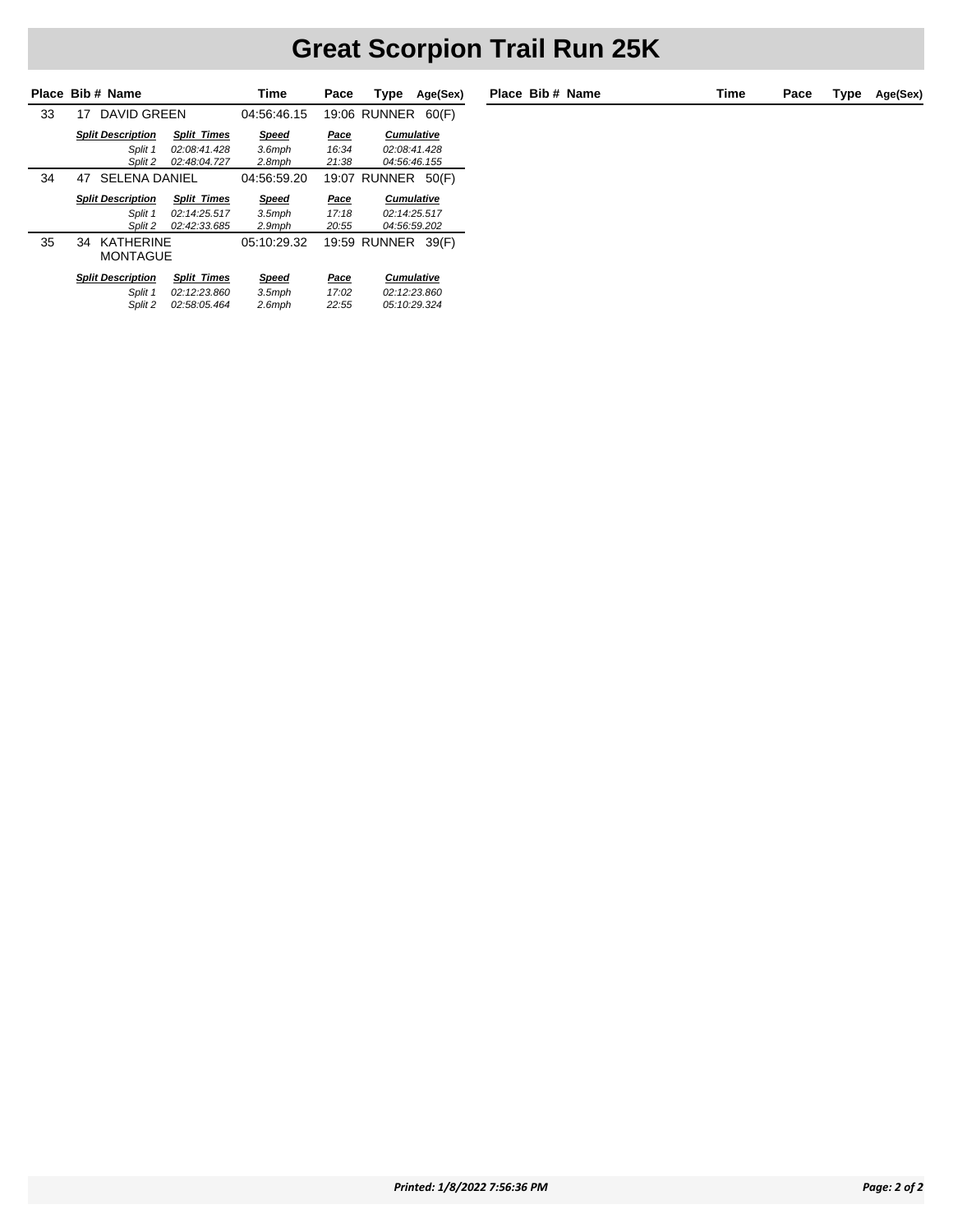# Great Scorpion Trail Run 25K

| Place | Bib # | Name | Time | Pace | Type | Age(Sex) |
|---|---|---|---|---|---|---|
| 33 | 17 | DAVID GREEN | 04:56:46.15 | 19:06 | RUNNER | 60(F) |
| 34 | 47 | SELENA DANIEL | 04:56:59.20 | 19:07 | RUNNER | 50(F) |
| 35 | 34 | KATHERINE MONTAGUE | 05:10:29.32 | 19:59 | RUNNER | 39(F) |

**33 – DAVID GREEN**

| Split Description | Split Times | Speed | Pace | Cumulative |
|---|---|---|---|---|
| Split 1 | 02:08:41.428 | 3.6mph | 16:34 | 02:08:41.428 |
| Split 2 | 02:48:04.727 | 2.8mph | 21:38 | 04:56:46.155 |

**34 – SELENA DANIEL**

| Split Description | Split Times | Speed | Pace | Cumulative |
|---|---|---|---|---|
| Split 1 | 02:14:25.517 | 3.5mph | 17:18 | 02:14:25.517 |
| Split 2 | 02:42:33.685 | 2.9mph | 20:55 | 04:56:59.202 |

**35 – KATHERINE MONTAGUE**

| Split Description | Split Times | Speed | Pace | Cumulative |
|---|---|---|---|---|
| Split 1 | 02:12:23.860 | 3.5mph | 17:02 | 02:12:23.860 |
| Split 2 | 02:58:05.464 | 2.6mph | 22:55 | 05:10:29.324 |

*Printed: 1/8/2022 7:56:36 PM*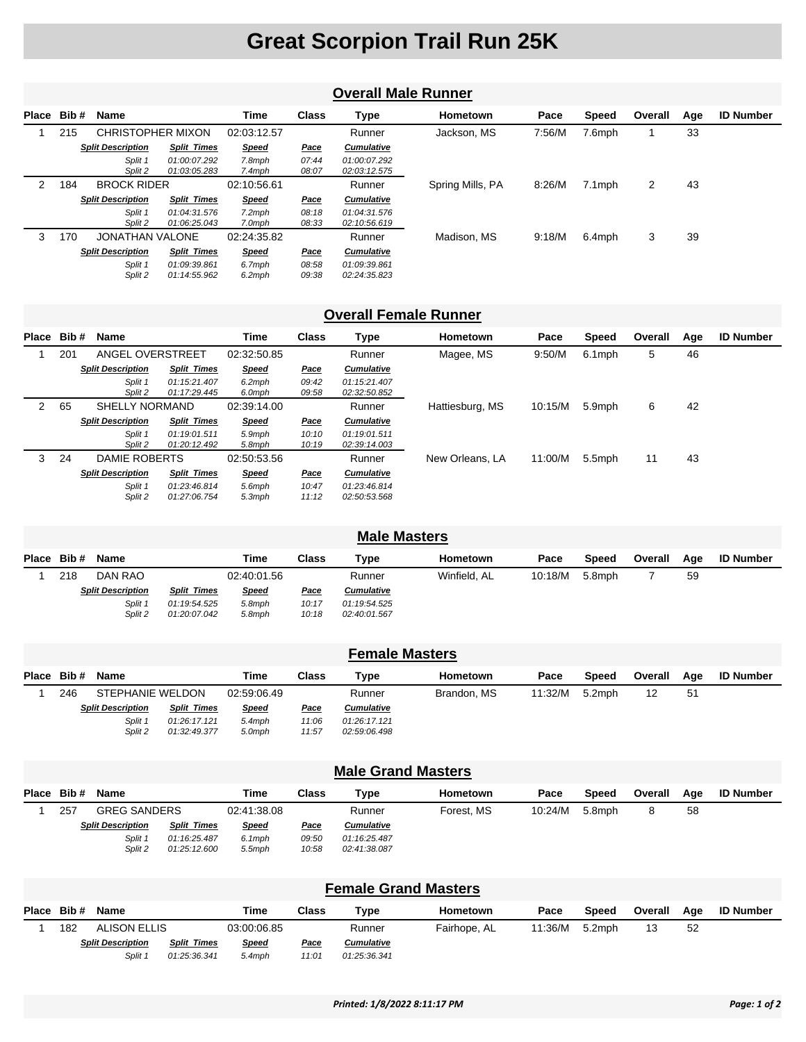# Great Scorpion Trail Run 25K

## Overall Male Runner

| Place | Bib # | Name | Time | Class | Type | Hometown | Pace | Speed | Overall | Age | ID Number |
|---|---|---|---|---|---|---|---|---|---|---|---|
| 1 | 215 | CHRISTOPHER MIXON | 02:03:12.57 | | Runner | Jackson, MS | 7:56/M | 7.6mph | 1 | 33 | |
| | | *Split Description* | *Split Times* | *Speed* | *Pace* | *Cumulative* | | | | | |
| | | *Split 1* | *01:00:07.292* | *7.8mph* | *07:44* | *01:00:07.292* | | | | | |
| | | *Split 2* | *01:03:05.283* | *7.4mph* | *08:07* | *02:03:12.575* | | | | | |
| 2 | 184 | BROCK RIDER | 02:10:56.61 | | Runner | Spring Mills, PA | 8:26/M | 7.1mph | 2 | 43 | |
| | | *Split Description* | *Split Times* | *Speed* | *Pace* | *Cumulative* | | | | | |
| | | *Split 1* | *01:04:31.576* | *7.2mph* | *08:18* | *01:04:31.576* | | | | | |
| | | *Split 2* | *01:06:25.043* | *7.0mph* | *08:33* | *02:10:56.619* | | | | | |
| 3 | 170 | JONATHAN VALONE | 02:24:35.82 | | Runner | Madison, MS | 9:18/M | 6.4mph | 3 | 39 | |
| | | *Split Description* | *Split Times* | *Speed* | *Pace* | *Cumulative* | | | | | |
| | | *Split 1* | *01:09:39.861* | *6.7mph* | *08:58* | *01:09:39.861* | | | | | |
| | | *Split 2* | *01:14:55.962* | *6.2mph* | *09:38* | *02:24:35.823* | | | | | |

## Overall Female Runner

| Place | Bib # | Name | Time | Class | Type | Hometown | Pace | Speed | Overall | Age | ID Number |
|---|---|---|---|---|---|---|---|---|---|---|---|
| 1 | 201 | ANGEL OVERSTREET | 02:32:50.85 | | Runner | Magee, MS | 9:50/M | 6.1mph | 5 | 46 | |
| | | *Split Description* | *Split Times* | *Speed* | *Pace* | *Cumulative* | | | | | |
| | | *Split 1* | *01:15:21.407* | *6.2mph* | *09:42* | *01:15:21.407* | | | | | |
| | | *Split 2* | *01:17:29.445* | *6.0mph* | *09:58* | *02:32:50.852* | | | | | |
| 2 | 65 | SHELLY NORMAND | 02:39:14.00 | | Runner | Hattiesburg, MS | 10:15/M | 5.9mph | 6 | 42 | |
| | | *Split Description* | *Split Times* | *Speed* | *Pace* | *Cumulative* | | | | | |
| | | *Split 1* | *01:19:01.511* | *5.9mph* | *10:10* | *01:19:01.511* | | | | | |
| | | *Split 2* | *01:20:12.492* | *5.8mph* | *10:19* | *02:39:14.003* | | | | | |
| 3 | 24 | DAMIE ROBERTS | 02:50:53.56 | | Runner | New Orleans, LA | 11:00/M | 5.5mph | 11 | 43 | |
| | | *Split Description* | *Split Times* | *Speed* | *Pace* | *Cumulative* | | | | | |
| | | *Split 1* | *01:23:46.814* | *5.6mph* | *10:47* | *01:23:46.814* | | | | | |
| | | *Split 2* | *01:27:06.754* | *5.3mph* | *11:12* | *02:50:53.568* | | | | | |

## Male Masters

| Place | Bib # | Name | Time | Class | Type | Hometown | Pace | Speed | Overall | Age | ID Number |
|---|---|---|---|---|---|---|---|---|---|---|---|
| 1 | 218 | DAN RAO | 02:40:01.56 | | Runner | Winfield, AL | 10:18/M | 5.8mph | 7 | 59 | |
| | | *Split Description* | *Split Times* | *Speed* | *Pace* | *Cumulative* | | | | | |
| | | *Split 1* | *01:19:54.525* | *5.8mph* | *10:17* | *01:19:54.525* | | | | | |
| | | *Split 2* | *01:20:07.042* | *5.8mph* | *10:18* | *02:40:01.567* | | | | | |

## Female Masters

| Place | Bib # | Name | Time | Class | Type | Hometown | Pace | Speed | Overall | Age | ID Number |
|---|---|---|---|---|---|---|---|---|---|---|---|
| 1 | 246 | STEPHANIE WELDON | 02:59:06.49 | | Runner | Brandon, MS | 11:32/M | 5.2mph | 12 | 51 | |
| | | *Split Description* | *Split Times* | *Speed* | *Pace* | *Cumulative* | | | | | |
| | | *Split 1* | *01:26:17.121* | *5.4mph* | *11:06* | *01:26:17.121* | | | | | |
| | | *Split 2* | *01:32:49.377* | *5.0mph* | *11:57* | *02:59:06.498* | | | | | |

## Male Grand Masters

| Place | Bib # | Name | Time | Class | Type | Hometown | Pace | Speed | Overall | Age | ID Number |
|---|---|---|---|---|---|---|---|---|---|---|---|
| 1 | 257 | GREG SANDERS | 02:41:38.08 | | Runner | Forest, MS | 10:24/M | 5.8mph | 8 | 58 | |
| | | *Split Description* | *Split Times* | *Speed* | *Pace* | *Cumulative* | | | | | |
| | | *Split 1* | *01:16:25.487* | *6.1mph* | *09:50* | *01:16:25.487* | | | | | |
| | | *Split 2* | *01:25:12.600* | *5.5mph* | *10:58* | *02:41:38.087* | | | | | |

## Female Grand Masters

| Place | Bib # | Name | Time | Class | Type | Hometown | Pace | Speed | Overall | Age | ID Number |
|---|---|---|---|---|---|---|---|---|---|---|---|
| 1 | 182 | ALISON ELLIS | 03:00:06.85 | | Runner | Fairhope, AL | 11:36/M | 5.2mph | 13 | 52 | |
| | | *Split Description* | *Split Times* | *Speed* | *Pace* | *Cumulative* | | | | | |
| | | *Split 1* | *01:25:36.341* | *5.4mph* | *11:01* | *01:25:36.341* | | | | | |

***Printed: 1/8/2022 8:11:17 PM***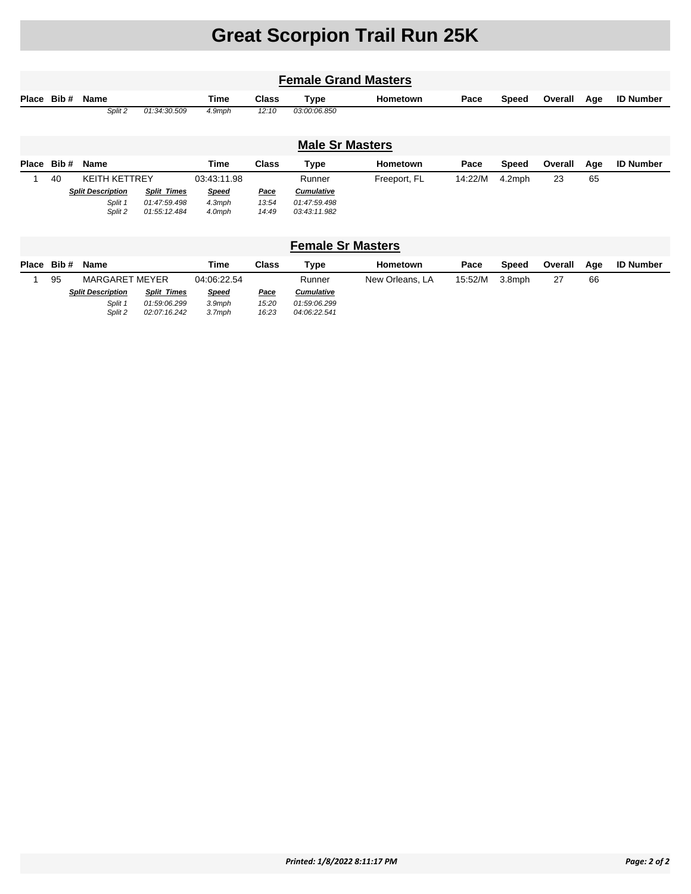# Great Scorpion Trail Run 25K

## Female Grand Masters

| Place | Bib # | Name | | Time | Class | Type | Hometown | Pace | Speed | Overall | Age | ID Number |
|---|---|---|---|---|---|---|---|---|---|---|---|---|
| | | *Split 2* | *01:34:30.509* | *4.9mph* | *12:10* | *03:00:06.850* | | | | | | |

## Male Sr Masters

| Place | Bib # | Name | | Time | Class | Type | Hometown | Pace | Speed | Overall | Age | ID Number |
|---|---|---|---|---|---|---|---|---|---|---|---|---|
| 1 | 40 | KEITH KETTREY | | 03:43:11.98 | | Runner | Freeport, FL | 14:22/M | 4.2mph | 23 | 65 | |
| | | ***Split Description*** | ***Split Times*** | ***Speed*** | ***Pace*** | ***Cumulative*** | | | | | | |
| | | *Split 1* | *01:47:59.498* | *4.3mph* | *13:54* | *01:47:59.498* | | | | | | |
| | | *Split 2* | *01:55:12.484* | *4.0mph* | *14:49* | *03:43:11.982* | | | | | | |

## Female Sr Masters

| Place | Bib # | Name | | Time | Class | Type | Hometown | Pace | Speed | Overall | Age | ID Number |
|---|---|---|---|---|---|---|---|---|---|---|---|---|
| 1 | 95 | MARGARET MEYER | | 04:06:22.54 | | Runner | New Orleans, LA | 15:52/M | 3.8mph | 27 | 66 | |
| | | ***Split Description*** | ***Split Times*** | ***Speed*** | ***Pace*** | ***Cumulative*** | | | | | | |
| | | *Split 1* | *01:59:06.299* | *3.9mph* | *15:20* | *01:59:06.299* | | | | | | |
| | | *Split 2* | *02:07:16.242* | *3.7mph* | *16:23* | *04:06:22.541* | | | | | | |

***Printed: 1/8/2022 8:11:17 PM***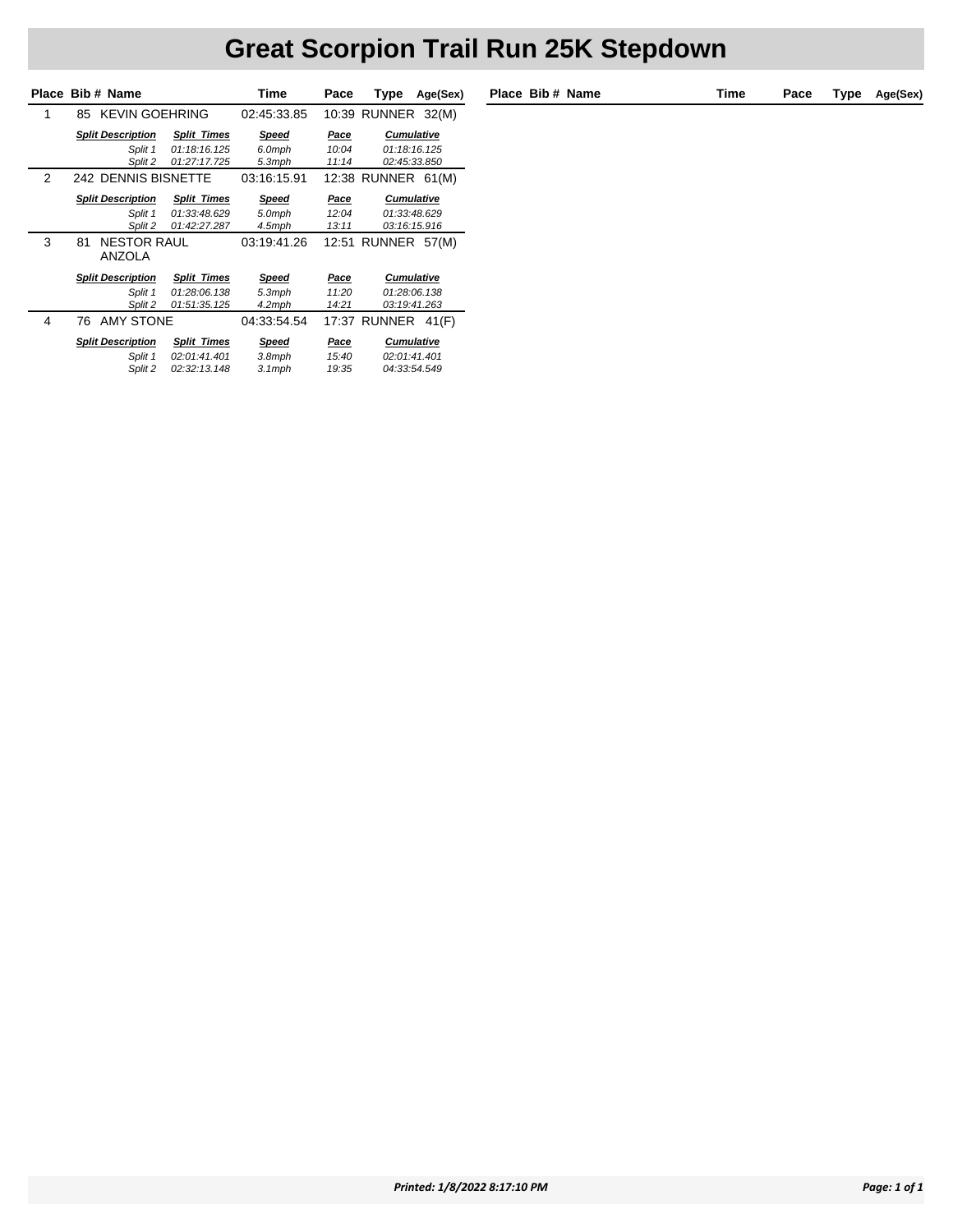# Great Scorpion Trail Run 25K Stepdown

| Place | Bib # | Name | Time | Pace | Type | Age(Sex) |
|---|---|---|---|---|---|---|
| 1 | 85 | KEVIN GOEHRING | 02:45:33.85 | 10:39 | RUNNER | 32(M) |

| Split Description | Split Times | Speed | Pace | Cumulative |
|---|---|---|---|---|
| Split 1 | 01:18:16.125 | 6.0mph | 10:04 | 01:18:16.125 |
| Split 2 | 01:27:17.725 | 5.3mph | 11:14 | 02:45:33.850 |

| Place | Bib # | Name | Time | Pace | Type | Age(Sex) |
|---|---|---|---|---|---|---|
| 2 | 242 | DENNIS BISNETTE | 03:16:15.91 | 12:38 | RUNNER | 61(M) |

| Split Description | Split Times | Speed | Pace | Cumulative |
|---|---|---|---|---|
| Split 1 | 01:33:48.629 | 5.0mph | 12:04 | 01:33:48.629 |
| Split 2 | 01:42:27.287 | 4.5mph | 13:11 | 03:16:15.916 |

| Place | Bib # | Name | Time | Pace | Type | Age(Sex) |
|---|---|---|---|---|---|---|
| 3 | 81 | NESTOR RAUL ANZOLA | 03:19:41.26 | 12:51 | RUNNER | 57(M) |

| Split Description | Split Times | Speed | Pace | Cumulative |
|---|---|---|---|---|
| Split 1 | 01:28:06.138 | 5.3mph | 11:20 | 01:28:06.138 |
| Split 2 | 01:51:35.125 | 4.2mph | 14:21 | 03:19:41.263 |

| Place | Bib # | Name | Time | Pace | Type | Age(Sex) |
|---|---|---|---|---|---|---|
| 4 | 76 | AMY STONE | 04:33:54.54 | 17:37 | RUNNER | 41(F) |

| Split Description | Split Times | Speed | Pace | Cumulative |
|---|---|---|---|---|
| Split 1 | 02:01:41.401 | 3.8mph | 15:40 | 02:01:41.401 |
| Split 2 | 02:32:13.148 | 3.1mph | 19:35 | 04:33:54.549 |

*Printed: 1/8/2022 8:17:10 PM*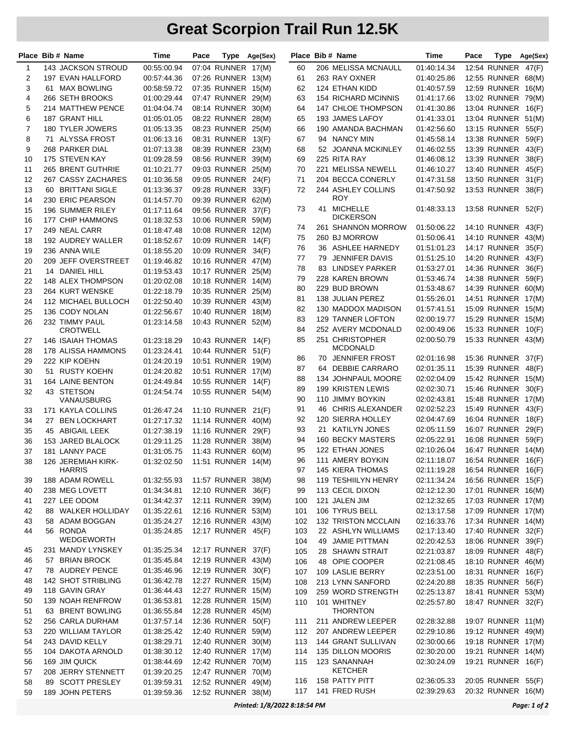# Great Scorpion Trail Run 12.5K

| Place | Bib # | Name | Time | Pace | Type | Age(Sex) |
|---|---|---|---|---|---|---|
| 1 | 143 | JACKSON STROUD | 00:55:00.94 | 07:04 | RUNNER | 17(M) |
| 2 | 197 | EVAN HALLFORD | 00:57:44.36 | 07:26 | RUNNER | 13(M) |
| 3 | 61 | MAX BOWLING | 00:58:59.72 | 07:35 | RUNNER | 15(M) |
| 4 | 266 | SETH BROOKS | 01:00:29.44 | 07:47 | RUNNER | 29(M) |
| 5 | 214 | MATTHEW PENCE | 01:04:04.74 | 08:14 | RUNNER | 30(M) |
| 6 | 187 | GRANT HILL | 01:05:01.05 | 08:22 | RUNNER | 28(M) |
| 7 | 180 | TYLER JOWERS | 01:05:13.35 | 08:23 | RUNNER | 25(M) |
| 8 | 71 | ALYSSA FROST | 01:06:13.16 | 08:31 | RUNNER | 13(F) |
| 9 | 268 | PARKER DIAL | 01:07:13.38 | 08:39 | RUNNER | 23(M) |
| 10 | 175 | STEVEN KAY | 01:09:28.59 | 08:56 | RUNNER | 39(M) |
| 11 | 265 | BRENT GUTHRIE | 01:10:21.77 | 09:03 | RUNNER | 25(M) |
| 12 | 267 | CASSY ZACHARES | 01:10:36.58 | 09:05 | RUNNER | 24(F) |
| 13 | 60 | BRITTANI SIGLE | 01:13:36.37 | 09:28 | RUNNER | 33(F) |
| 14 | 230 | ERIC PEARSON | 01:14:57.70 | 09:39 | RUNNER | 62(M) |
| 15 | 196 | SUMMER RILEY | 01:17:11.64 | 09:56 | RUNNER | 37(F) |
| 16 | 177 | CHIP HAMMONS | 01:18:32.53 | 10:06 | RUNNER | 59(M) |
| 17 | 249 | NEAL CARR | 01:18:47.48 | 10:08 | RUNNER | 12(M) |
| 18 | 192 | AUDREY WALLER | 01:18:52.67 | 10:09 | RUNNER | 14(F) |
| 19 | 236 | ANNA WILE | 01:18:55.20 | 10:09 | RUNNER | 34(F) |
| 20 | 209 | JEFF OVERSTREET | 01:19:46.82 | 10:16 | RUNNER | 47(M) |
| 21 | 14 | DANIEL HILL | 01:19:53.43 | 10:17 | RUNNER | 25(M) |
| 22 | 148 | ALEX THOMPSON | 01:20:02.08 | 10:18 | RUNNER | 14(M) |
| 23 | 264 | KURT WENSKE | 01:22:18.79 | 10:35 | RUNNER | 25(M) |
| 24 | 112 | MICHAEL BULLOCH | 01:22:50.40 | 10:39 | RUNNER | 43(M) |
| 25 | 136 | CODY NOLAN | 01:22:56.67 | 10:40 | RUNNER | 18(M) |
| 26 | 232 | TIMMY PAUL CROTWELL | 01:23:14.58 | 10:43 | RUNNER | 52(M) |
| 27 | 146 | ISAIAH THOMAS | 01:23:18.29 | 10:43 | RUNNER | 14(F) |
| 28 | 178 | ALISSA HAMMONS | 01:23:24.41 | 10:44 | RUNNER | 51(F) |
| 29 | 222 | KIP KOEHN | 01:24:20.19 | 10:51 | RUNNER | 19(M) |
| 30 | 51 | RUSTY KOEHN | 01:24:20.82 | 10:51 | RUNNER | 17(M) |
| 31 | 164 | LAINE BENTON | 01:24:49.84 | 10:55 | RUNNER | 14(F) |
| 32 | 43 | STETSON VANAUSBURG | 01:24:54.74 | 10:55 | RUNNER | 54(M) |
| 33 | 171 | KAYLA COLLINS | 01:26:47.24 | 11:10 | RUNNER | 21(F) |
| 34 | 27 | BEN LOCKHART | 01:27:17.32 | 11:14 | RUNNER | 40(M) |
| 35 | 45 | ABIGAIL LEEK | 01:27:38.19 | 11:16 | RUNNER | 29(F) |
| 36 | 153 | JARED BLALOCK | 01:29:11.25 | 11:28 | RUNNER | 38(M) |
| 37 | 181 | LANNY PACE | 01:31:05.75 | 11:43 | RUNNER | 60(M) |
| 38 | 126 | JEREMIAH KIRK-HARRIS | 01:32:02.50 | 11:51 | RUNNER | 14(M) |
| 39 | 188 | ADAM ROWELL | 01:32:55.93 | 11:57 | RUNNER | 38(M) |
| 40 | 238 | MEG LOVETT | 01:34:34.81 | 12:10 | RUNNER | 36(F) |
| 41 | 227 | LEE ODOM | 01:34:42.37 | 12:11 | RUNNER | 39(M) |
| 42 | 88 | WALKER HOLLIDAY | 01:35:22.61 | 12:16 | RUNNER | 53(M) |
| 43 | 58 | ADAM BOGGAN | 01:35:24.27 | 12:16 | RUNNER | 43(M) |
| 44 | 56 | RONDA WEDGEWORTH | 01:35:24.85 | 12:17 | RUNNER | 45(F) |
| 45 | 231 | MANDY LYNSKEY | 01:35:25.34 | 12:17 | RUNNER | 37(F) |
| 46 | 57 | BRIAN BROCK | 01:35:45.84 | 12:19 | RUNNER | 43(M) |
| 47 | 78 | AUDREY PENCE | 01:35:46.96 | 12:19 | RUNNER | 30(F) |
| 48 | 142 | SHOT STRIBLING | 01:36:42.78 | 12:27 | RUNNER | 15(M) |
| 49 | 118 | GAVIN GRAY | 01:36:44.43 | 12:27 | RUNNER | 15(M) |
| 50 | 139 | NOAH RENFROW | 01:36:53.81 | 12:28 | RUNNER | 15(M) |
| 51 | 63 | BRENT BOWLING | 01:36:55.84 | 12:28 | RUNNER | 45(M) |
| 52 | 256 | CARLA DURHAM | 01:37:57.14 | 12:36 | RUNNER | 50(F) |
| 53 | 220 | WILLIAM TAYLOR | 01:38:25.42 | 12:40 | RUNNER | 59(M) |
| 54 | 243 | DAVID KELLY | 01:38:29.71 | 12:40 | RUNNER | 30(M) |
| 55 | 104 | DAKOTA ARNOLD | 01:38:30.12 | 12:40 | RUNNER | 17(M) |
| 56 | 169 | JIM QUICK | 01:38:44.69 | 12:42 | RUNNER | 70(M) |
| 57 | 208 | JERRY STENNETT | 01:39:20.25 | 12:47 | RUNNER | 70(M) |
| 58 | 89 | SCOTT PRESLEY | 01:39:59.31 | 12:52 | RUNNER | 49(M) |
| 59 | 189 | JOHN PETERS | 01:39:59.36 | 12:52 | RUNNER | 38(M) |
| 60 | 206 | MELISSA MCNAULL | 01:40:14.34 | 12:54 | RUNNER | 47(F) |
| 61 | 263 | RAY OXNER | 01:40:25.86 | 12:55 | RUNNER | 68(M) |
| 62 | 124 | ETHAN KIDD | 01:40:57.59 | 12:59 | RUNNER | 16(M) |
| 63 | 154 | RICHARD MCINNIS | 01:41:17.66 | 13:02 | RUNNER | 79(M) |
| 64 | 147 | CHLOE THOMPSON | 01:41:30.86 | 13:04 | RUNNER | 16(F) |
| 65 | 193 | JAMES LAFOY | 01:41:33.01 | 13:04 | RUNNER | 51(M) |
| 66 | 190 | AMANDA BACHMAN | 01:42:56.60 | 13:15 | RUNNER | 55(F) |
| 67 | 94 | NANCY MIN | 01:45:58.14 | 13:38 | RUNNER | 59(F) |
| 68 | 52 | JOANNA MCKINLEY | 01:46:02.55 | 13:39 | RUNNER | 43(F) |
| 69 | 225 | RITA RAY | 01:46:08.12 | 13:39 | RUNNER | 38(F) |
| 70 | 221 | MELISSA NEWELL | 01:46:10.27 | 13:40 | RUNNER | 45(F) |
| 71 | 204 | BECCA CONERLY | 01:47:31.58 | 13:50 | RUNNER | 31(F) |
| 72 | 244 | ASHLEY COLLINS ROY | 01:47:50.92 | 13:53 | RUNNER | 38(F) |
| 73 | 41 | MICHELLE DICKERSON | 01:48:33.13 | 13:58 | RUNNER | 52(F) |
| 74 | 261 | SHANNON MORROW | 01:50:06.22 | 14:10 | RUNNER | 43(F) |
| 75 | 260 | BJ MORROW | 01:50:06.41 | 14:10 | RUNNER | 43(M) |
| 76 | 36 | ASHLEE HARNEDY | 01:51:01.23 | 14:17 | RUNNER | 35(F) |
| 77 | 79 | JENNIFER DAVIS | 01:51:25.10 | 14:20 | RUNNER | 43(F) |
| 78 | 83 | LINDSEY PARKER | 01:53:27.01 | 14:36 | RUNNER | 36(F) |
| 79 | 228 | KAREN BROWN | 01:53:46.74 | 14:38 | RUNNER | 59(F) |
| 80 | 229 | BUD BROWN | 01:53:48.67 | 14:39 | RUNNER | 60(M) |
| 81 | 138 | JULIAN PEREZ | 01:55:26.01 | 14:51 | RUNNER | 17(M) |
| 82 | 130 | MADDOX MADISON | 01:57:41.51 | 15:09 | RUNNER | 15(M) |
| 83 | 129 | TANNER LOFTON | 02:00:19.77 | 15:29 | RUNNER | 15(M) |
| 84 | 252 | AVERY MCDONALD | 02:00:49.06 | 15:33 | RUNNER | 10(F) |
| 85 | 251 | CHRISTOPHER MCDONALD | 02:00:50.79 | 15:33 | RUNNER | 43(M) |
| 86 | 70 | JENNIFER FROST | 02:01:16.98 | 15:36 | RUNNER | 37(F) |
| 87 | 64 | DEBBIE CARRARO | 02:01:35.11 | 15:39 | RUNNER | 48(F) |
| 88 | 134 | JOHNPAUL MOORE | 02:02:04.09 | 15:42 | RUNNER | 15(M) |
| 89 | 199 | KRISTEN LEWIS | 02:02:30.71 | 15:46 | RUNNER | 30(F) |
| 90 | 110 | JIMMY BOYKIN | 02:02:43.81 | 15:48 | RUNNER | 17(M) |
| 91 | 46 | CHRIS ALEXANDER | 02:02:52.23 | 15:49 | RUNNER | 43(F) |
| 92 | 120 | SIERRA HOLLEY | 02:04:47.69 | 16:04 | RUNNER | 18(F) |
| 93 | 21 | KATILYN JONES | 02:05:11.59 | 16:07 | RUNNER | 29(F) |
| 94 | 160 | BECKY MASTERS | 02:05:22.91 | 16:08 | RUNNER | 59(F) |
| 95 | 122 | ETHAN JONES | 02:10:26.04 | 16:47 | RUNNER | 14(M) |
| 96 | 111 | AMERY BOYKIN | 02:11:18.07 | 16:54 | RUNNER | 16(F) |
| 97 | 145 | KIERA THOMAS | 02:11:19.28 | 16:54 | RUNNER | 16(F) |
| 98 | 119 | TESHIILYN HENRY | 02:11:34.24 | 16:56 | RUNNER | 15(F) |
| 99 | 113 | CECIL DIXON | 02:12:12.30 | 17:01 | RUNNER | 16(M) |
| 100 | 121 | JALEN JIM | 02:12:32.65 | 17:03 | RUNNER | 17(M) |
| 101 | 106 | TYRUS BELL | 02:13:17.58 | 17:09 | RUNNER | 17(M) |
| 102 | 132 | TRISTON MCCLAIN | 02:16:33.76 | 17:34 | RUNNER | 14(M) |
| 103 | 22 | ASHLYN WILLIAMS | 02:17:13.40 | 17:40 | RUNNER | 32(F) |
| 104 | 49 | JAMIE PITTMAN | 02:20:42.53 | 18:06 | RUNNER | 39(F) |
| 105 | 28 | SHAWN STRAIT | 02:21:03.87 | 18:09 | RUNNER | 48(F) |
| 106 | 48 | OPIE COOPER | 02:21:08.45 | 18:10 | RUNNER | 46(M) |
| 107 | 109 | LASLIE BERRY | 02:23:51.00 | 18:31 | RUNNER | 16(F) |
| 108 | 213 | LYNN SANFORD | 02:24:20.88 | 18:35 | RUNNER | 56(F) |
| 109 | 259 | WORD STRENGTH | 02:25:13.87 | 18:41 | RUNNER | 53(M) |
| 110 | 101 | WHITNEY THORNTON | 02:25:57.80 | 18:47 | RUNNER | 32(F) |
| 111 | 211 | ANDREW LEEPER | 02:28:32.88 | 19:07 | RUNNER | 11(M) |
| 112 | 207 | ANDREW LEEPER | 02:29:10.86 | 19:12 | RUNNER | 49(M) |
| 113 | 144 | GRANT SULLIVAN | 02:30:00.66 | 19:18 | RUNNER | 17(M) |
| 114 | 135 | DILLON MOORIS | 02:30:20.00 | 19:21 | RUNNER | 14(M) |
| 115 | 123 | SANANNAH KETCHER | 02:30:24.09 | 19:21 | RUNNER | 16(F) |
| 116 | 158 | PATTY PITT | 02:36:05.33 | 20:05 | RUNNER | 55(F) |
| 117 | 141 | FRED RUSH | 02:39:29.63 | 20:32 | RUNNER | 16(M) |

*Printed: 1/8/2022 8:18:54 PM*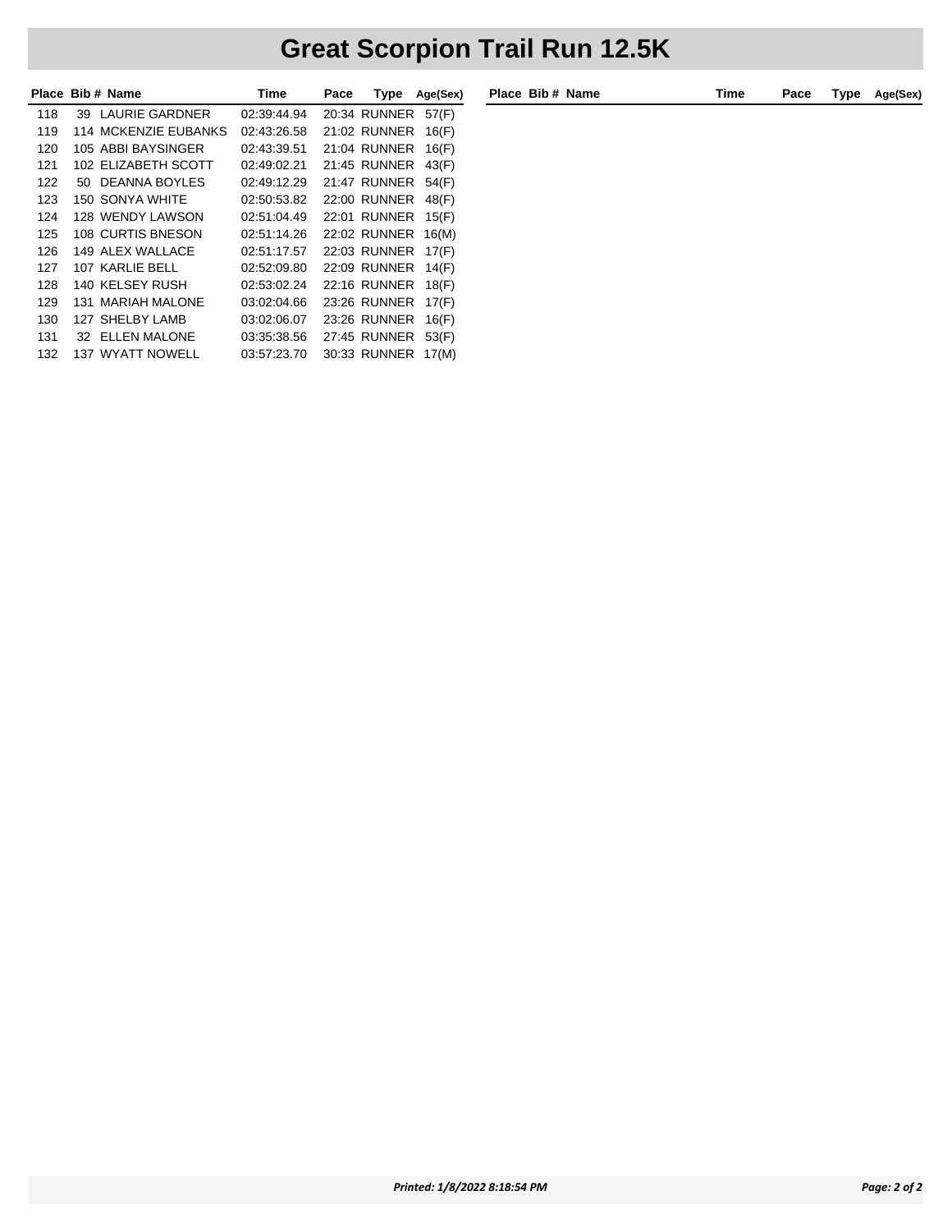# Great Scorpion Trail Run 12.5K

| Place | Bib # | Name | Time | Pace | Type | Age(Sex) |
|---|---|---|---|---|---|---|
| 118 | 39 | LAURIE GARDNER | 02:39:44.94 | 20:34 | RUNNER | 57(F) |
| 119 | 114 | MCKENZIE EUBANKS | 02:43:26.58 | 21:02 | RUNNER | 16(F) |
| 120 | 105 | ABBI BAYSINGER | 02:43:39.51 | 21:04 | RUNNER | 16(F) |
| 121 | 102 | ELIZABETH SCOTT | 02:49:02.21 | 21:45 | RUNNER | 43(F) |
| 122 | 50 | DEANNA BOYLES | 02:49:12.29 | 21:47 | RUNNER | 54(F) |
| 123 | 150 | SONYA WHITE | 02:50:53.82 | 22:00 | RUNNER | 48(F) |
| 124 | 128 | WENDY LAWSON | 02:51:04.49 | 22:01 | RUNNER | 15(F) |
| 125 | 108 | CURTIS BNESON | 02:51:14.26 | 22:02 | RUNNER | 16(M) |
| 126 | 149 | ALEX WALLACE | 02:51:17.57 | 22:03 | RUNNER | 17(F) |
| 127 | 107 | KARLIE BELL | 02:52:09.80 | 22:09 | RUNNER | 14(F) |
| 128 | 140 | KELSEY RUSH | 02:53:02.24 | 22:16 | RUNNER | 18(F) |
| 129 | 131 | MARIAH MALONE | 03:02:04.66 | 23:26 | RUNNER | 17(F) |
| 130 | 127 | SHELBY LAMB | 03:02:06.07 | 23:26 | RUNNER | 16(F) |
| 131 | 32 | ELLEN MALONE | 03:35:38.56 | 27:45 | RUNNER | 53(F) |
| 132 | 137 | WYATT NOWELL | 03:57:23.70 | 30:33 | RUNNER | 17(M) |

*Printed: 1/8/2022 8:18:54 PM*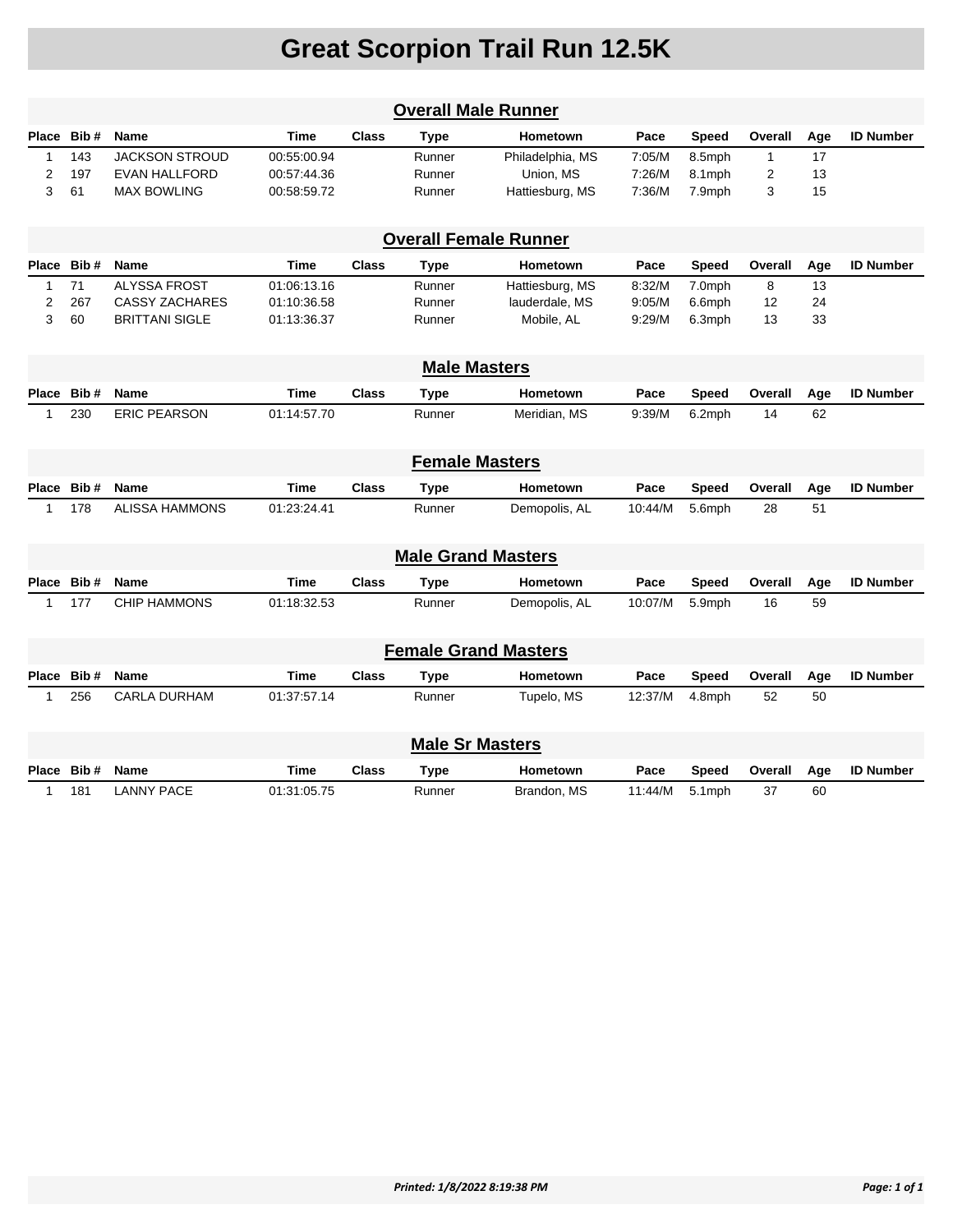# Great Scorpion Trail Run 12.5K

## Overall Male Runner

| Place | Bib # | Name | Time | Class | Type | Hometown | Pace | Speed | Overall | Age | ID Number |
|---|---|---|---|---|---|---|---|---|---|---|---|
| 1 | 143 | JACKSON STROUD | 00:55:00.94 | | Runner | Philadelphia, MS | 7:05/M | 8.5mph | 1 | 17 | |
| 2 | 197 | EVAN HALLFORD | 00:57:44.36 | | Runner | Union, MS | 7:26/M | 8.1mph | 2 | 13 | |
| 3 | 61 | MAX BOWLING | 00:58:59.72 | | Runner | Hattiesburg, MS | 7:36/M | 7.9mph | 3 | 15 | |

## Overall Female Runner

| Place | Bib # | Name | Time | Class | Type | Hometown | Pace | Speed | Overall | Age | ID Number |
|---|---|---|---|---|---|---|---|---|---|---|---|
| 1 | 71 | ALYSSA FROST | 01:06:13.16 | | Runner | Hattiesburg, MS | 8:32/M | 7.0mph | 8 | 13 | |
| 2 | 267 | CASSY ZACHARES | 01:10:36.58 | | Runner | lauderdale, MS | 9:05/M | 6.6mph | 12 | 24 | |
| 3 | 60 | BRITTANI SIGLE | 01:13:36.37 | | Runner | Mobile, AL | 9:29/M | 6.3mph | 13 | 33 | |

## Male Masters

| Place | Bib # | Name | Time | Class | Type | Hometown | Pace | Speed | Overall | Age | ID Number |
|---|---|---|---|---|---|---|---|---|---|---|---|
| 1 | 230 | ERIC PEARSON | 01:14:57.70 | | Runner | Meridian, MS | 9:39/M | 6.2mph | 14 | 62 | |

## Female Masters

| Place | Bib # | Name | Time | Class | Type | Hometown | Pace | Speed | Overall | Age | ID Number |
|---|---|---|---|---|---|---|---|---|---|---|---|
| 1 | 178 | ALISSA HAMMONS | 01:23:24.41 | | Runner | Demopolis, AL | 10:44/M | 5.6mph | 28 | 51 | |

## Male Grand Masters

| Place | Bib # | Name | Time | Class | Type | Hometown | Pace | Speed | Overall | Age | ID Number |
|---|---|---|---|---|---|---|---|---|---|---|---|
| 1 | 177 | CHIP HAMMONS | 01:18:32.53 | | Runner | Demopolis, AL | 10:07/M | 5.9mph | 16 | 59 | |

## Female Grand Masters

| Place | Bib # | Name | Time | Class | Type | Hometown | Pace | Speed | Overall | Age | ID Number |
|---|---|---|---|---|---|---|---|---|---|---|---|
| 1 | 256 | CARLA DURHAM | 01:37:57.14 | | Runner | Tupelo, MS | 12:37/M | 4.8mph | 52 | 50 | |

## Male Sr Masters

| Place | Bib # | Name | Time | Class | Type | Hometown | Pace | Speed | Overall | Age | ID Number |
|---|---|---|---|---|---|---|---|---|---|---|---|
| 1 | 181 | LANNY PACE | 01:31:05.75 | | Runner | Brandon, MS | 11:44/M | 5.1mph | 37 | 60 | |

*Printed: 1/8/2022 8:19:38 PM*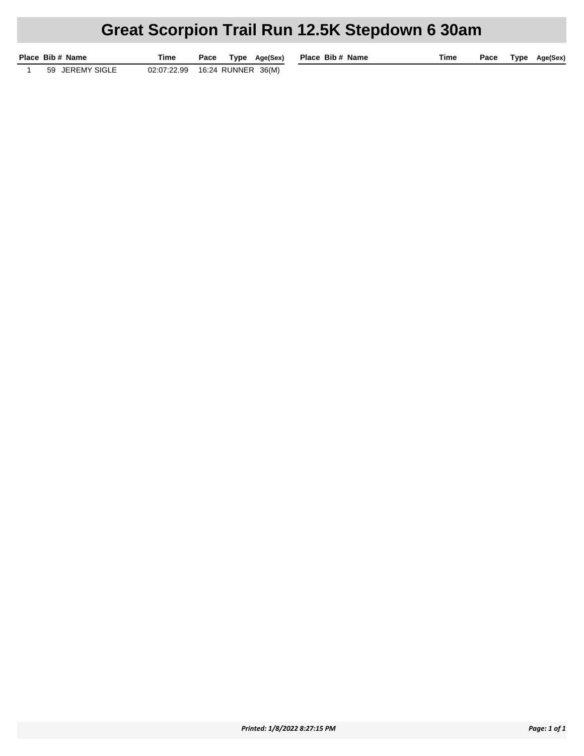# Great Scorpion Trail Run 12.5K Stepdown 6 30am

| Place | Bib # | Name | Time | Pace | Type | Age(Sex) |
|---|---|---|---|---|---|---|
| 1 | 59 | JEREMY SIGLE | 02:07:22.99 | 16:24 | RUNNER | 36(M) |

*Printed: 1/8/2022 8:27:15 PM*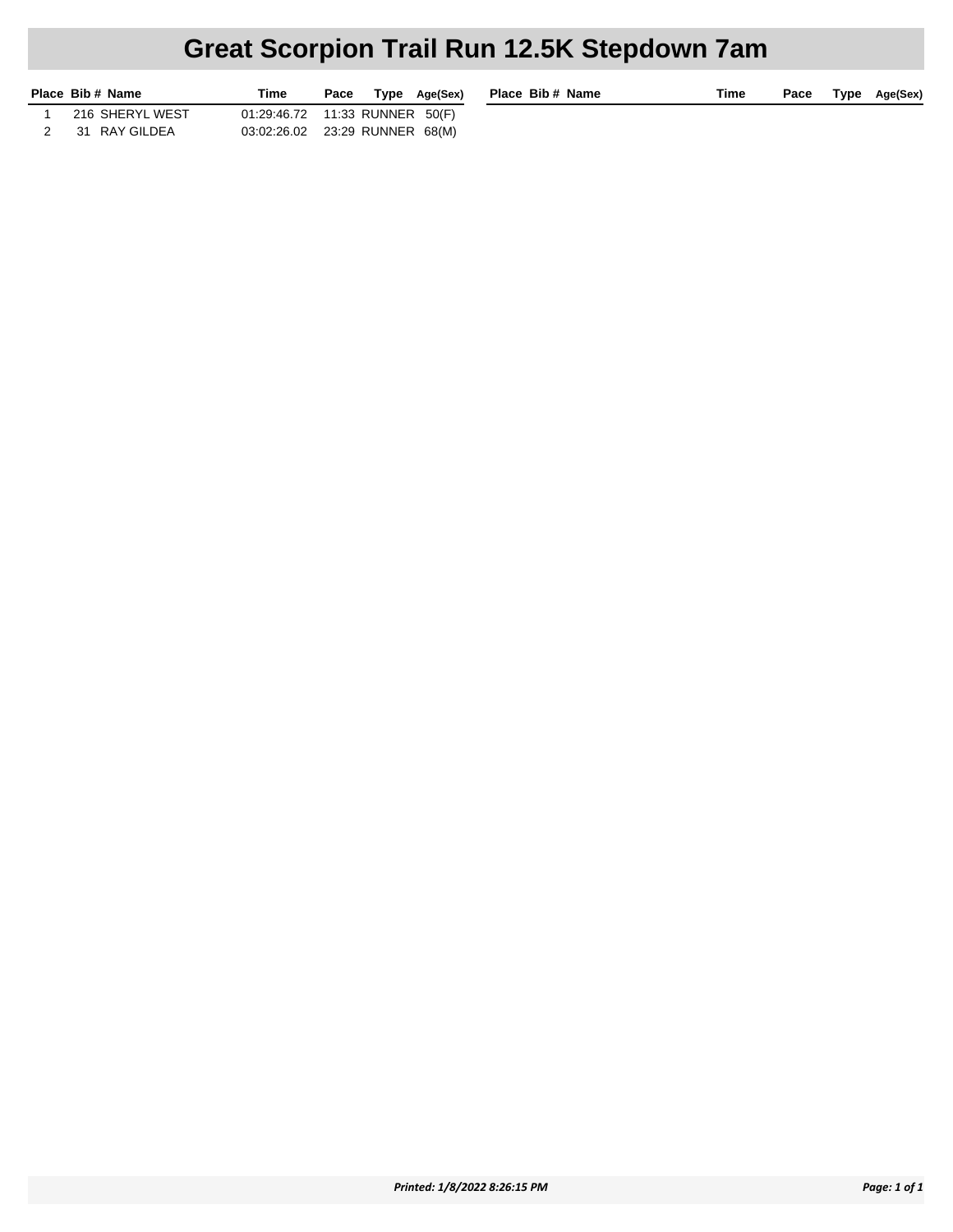# Great Scorpion Trail Run 12.5K Stepdown 7am

| Place | Bib # | Name | Time | Pace | Type | Age(Sex) |
|---|---|---|---|---|---|---|
| 1 | 216 | SHERYL WEST | 01:29:46.72 | 11:33 | RUNNER | 50(F) |
| 2 | 31 | RAY GILDEA | 03:02:26.02 | 23:29 | RUNNER | 68(M) |

*Printed: 1/8/2022 8:26:15 PM*